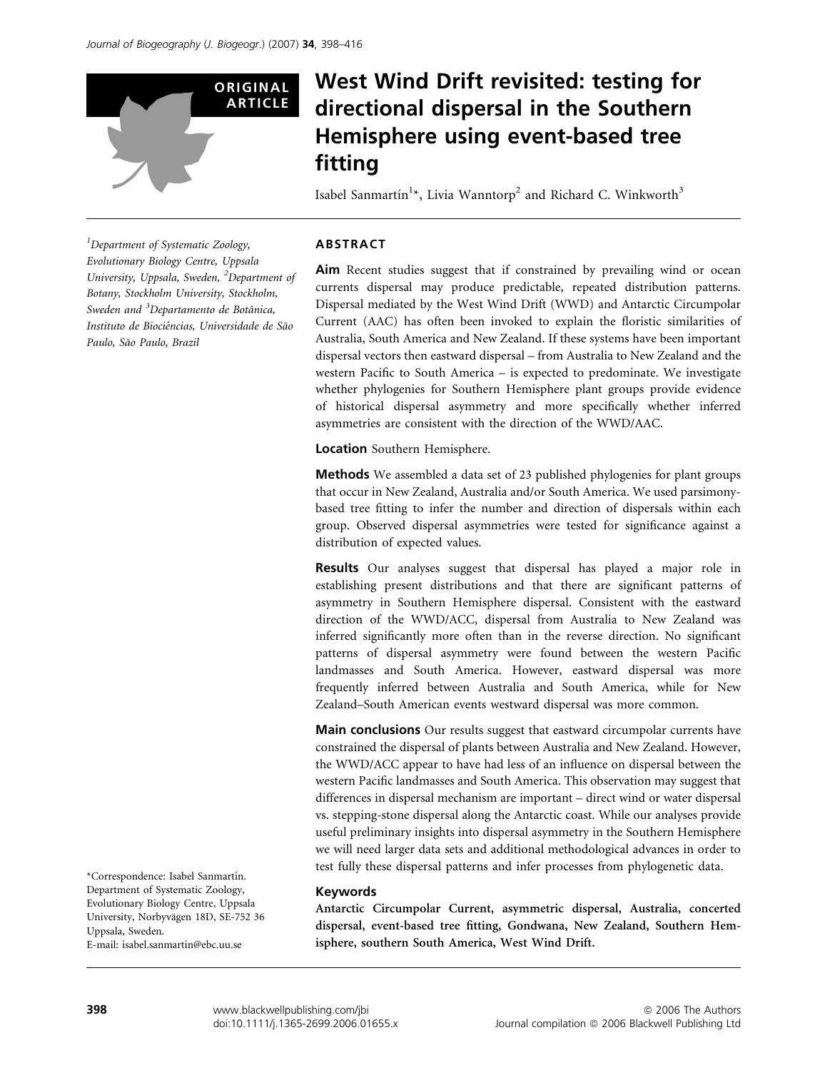ORIGINAL ARTICLE

# West Wind Drift revisited: testing for directional dispersal in the Southern Hemisphere using event-based tree fitting

Isabel Sanmartín[1]*, Livia Wanntorp[2] and Richard C. Winkworth[3]

[1]Department of Systematic Zoology, Evolutionary Biology Centre, Uppsala University, Uppsala, Sweden, [2]Department of Botany, Stockholm University, Stockholm, Sweden and [3]Departamento de Botânica, Instituto de Biociências, Universidade de São Paulo, São Paulo, Brazil

*Correspondence: Isabel Sanmartín. Department of Systematic Zoology, Evolutionary Biology Centre, Uppsala University, Norbyvägen 18D, SE-752 36 Uppsala, Sweden.
E-mail: isabel.sanmartin@ebc.uu.se

## ABSTRACT

**Aim** Recent studies suggest that if constrained by prevailing wind or ocean currents dispersal may produce predictable, repeated distribution patterns. Dispersal mediated by the West Wind Drift (WWD) and Antarctic Circumpolar Current (AAC) has often been invoked to explain the floristic similarities of Australia, South America and New Zealand. If these systems have been important dispersal vectors then eastward dispersal – from Australia to New Zealand and the western Pacific to South America – is expected to predominate. We investigate whether phylogenies for Southern Hemisphere plant groups provide evidence of historical dispersal asymmetry and more specifically whether inferred asymmetries are consistent with the direction of the WWD/AAC.

**Location** Southern Hemisphere.

**Methods** We assembled a data set of 23 published phylogenies for plant groups that occur in New Zealand, Australia and/or South America. We used parsimony-based tree fitting to infer the number and direction of dispersals within each group. Observed dispersal asymmetries were tested for significance against a distribution of expected values.

**Results** Our analyses suggest that dispersal has played a major role in establishing present distributions and that there are significant patterns of asymmetry in Southern Hemisphere dispersal. Consistent with the eastward direction of the WWD/ACC, dispersal from Australia to New Zealand was inferred significantly more often than in the reverse direction. No significant patterns of dispersal asymmetry were found between the western Pacific landmasses and South America. However, eastward dispersal was more frequently inferred between Australia and South America, while for New Zealand–South American events westward dispersal was more common.

**Main conclusions** Our results suggest that eastward circumpolar currents have constrained the dispersal of plants between Australia and New Zealand. However, the WWD/ACC appear to have had less of an influence on dispersal between the western Pacific landmasses and South America. This observation may suggest that differences in dispersal mechanism are important – direct wind or water dispersal vs. stepping-stone dispersal along the Antarctic coast. While our analyses provide useful preliminary insights into dispersal asymmetry in the Southern Hemisphere we will need larger data sets and additional methodological advances in order to test fully these dispersal patterns and infer processes from phylogenetic data.

### Keywords

**Antarctic Circumpolar Current, asymmetric dispersal, Australia, concerted dispersal, event-based tree fitting, Gondwana, New Zealand, Southern Hemisphere, southern South America, West Wind Drift.**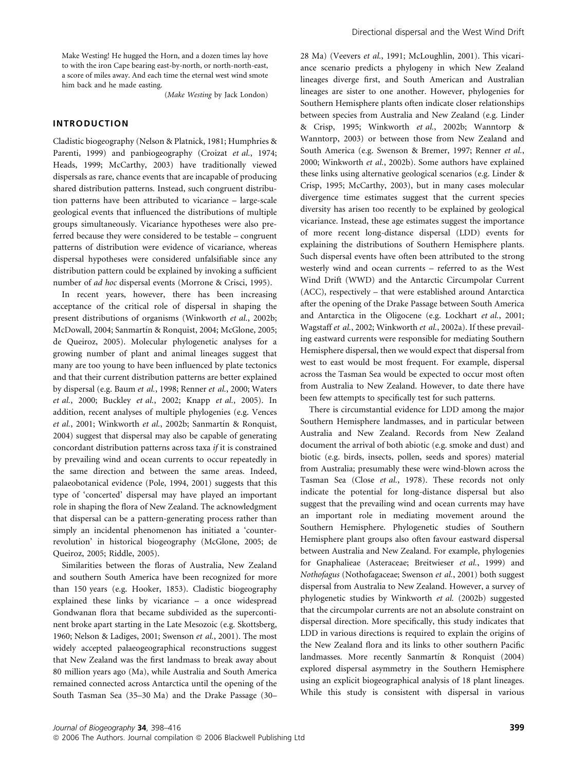Make Westing! He hugged the Horn, and a dozen times lay hove to with the iron Cape bearing east-by-north, or north-north-east, a score of miles away. And each time the eternal west wind smote him back and he made easting.

(*Make Westing* by Jack London)

## INTRODUCTION

Cladistic biogeography (Nelson & Platnick, 1981; Humphries & Parenti, 1999) and panbiogeography (Croizat *et al.*, 1974; Heads, 1999; McCarthy, 2003) have traditionally viewed dispersals as rare, chance events that are incapable of producing shared distribution patterns. Instead, such congruent distribution patterns have been attributed to vicariance – large-scale geological events that influenced the distributions of multiple groups simultaneously. Vicariance hypotheses were also preferred because they were considered to be testable – congruent patterns of distribution were evidence of vicariance, whereas dispersal hypotheses were considered unfalsifiable since any distribution pattern could be explained by invoking a sufficient number of *ad hoc* dispersal events (Morrone & Crisci, 1995).

In recent years, however, there has been increasing acceptance of the critical role of dispersal in shaping the present distributions of organisms (Winkworth *et al.*, 2002b; McDowall, 2004; Sanmartín & Ronquist, 2004; McGlone, 2005; de Queiroz, 2005). Molecular phylogenetic analyses for a growing number of plant and animal lineages suggest that many are too young to have been influenced by plate tectonics and that their current distribution patterns are better explained by dispersal (e.g. Baum *et al.*, 1998; Renner *et al.*, 2000; Waters *et al.*, 2000; Buckley *et al.*, 2002; Knapp *et al.*, 2005). In addition, recent analyses of multiple phylogenies (e.g. Vences *et al.*, 2001; Winkworth *et al.*, 2002b; Sanmartín & Ronquist, 2004) suggest that dispersal may also be capable of generating concordant distribution patterns across taxa *if* it is constrained by prevailing wind and ocean currents to occur repeatedly in the same direction and between the same areas. Indeed, palaeobotanical evidence (Pole, 1994, 2001) suggests that this type of 'concerted' dispersal may have played an important role in shaping the flora of New Zealand. The acknowledgment that dispersal can be a pattern-generating process rather than simply an incidental phenomenon has initiated a 'counter-revolution' in historical biogeography (McGlone, 2005; de Queiroz, 2005; Riddle, 2005).

Similarities between the floras of Australia, New Zealand and southern South America have been recognized for more than 150 years (e.g. Hooker, 1853). Cladistic biogeography explained these links by vicariance – a once widespread Gondwanan flora that became subdivided as the supercontinent broke apart starting in the Late Mesozoic (e.g. Skottsberg, 1960; Nelson & Ladiges, 2001; Swenson *et al.*, 2001). The most widely accepted palaeogeographical reconstructions suggest that New Zealand was the first landmass to break away about 80 million years ago (Ma), while Australia and South America remained connected across Antarctica until the opening of the South Tasman Sea (35–30 Ma) and the Drake Passage (30–28 Ma) (Veevers *et al.*, 1991; McLoughlin, 2001). This vicariance scenario predicts a phylogeny in which New Zealand lineages diverge first, and South American and Australian lineages are sister to one another. However, phylogenies for Southern Hemisphere plants often indicate closer relationships between species from Australia and New Zealand (e.g. Linder & Crisp, 1995; Winkworth *et al.*, 2002b; Wanntorp & Wanntorp, 2003) or between those from New Zealand and South America (e.g. Swenson & Bremer, 1997; Renner *et al.*, 2000; Winkworth *et al.*, 2002b). Some authors have explained these links using alternative geological scenarios (e.g. Linder & Crisp, 1995; McCarthy, 2003), but in many cases molecular divergence time estimates suggest that the current species diversity has arisen too recently to be explained by geological vicariance. Instead, these age estimates suggest the importance of more recent long-distance dispersal (LDD) events for explaining the distributions of Southern Hemisphere plants. Such dispersal events have often been attributed to the strong westerly wind and ocean currents – referred to as the West Wind Drift (WWD) and the Antarctic Circumpolar Current (ACC), respectively – that were established around Antarctica after the opening of the Drake Passage between South America and Antarctica in the Oligocene (e.g. Lockhart *et al.*, 2001; Wagstaff *et al.*, 2002; Winkworth *et al.*, 2002a). If these prevailing eastward currents were responsible for mediating Southern Hemisphere dispersal, then we would expect that dispersal from west to east would be most frequent. For example, dispersal across the Tasman Sea would be expected to occur most often from Australia to New Zealand. However, to date there have been few attempts to specifically test for such patterns.

There is circumstantial evidence for LDD among the major Southern Hemisphere landmasses, and in particular between Australia and New Zealand. Records from New Zealand document the arrival of both abiotic (e.g. smoke and dust) and biotic (e.g. birds, insects, pollen, seeds and spores) material from Australia; presumably these were wind-blown across the Tasman Sea (Close *et al.*, 1978). These records not only indicate the potential for long-distance dispersal but also suggest that the prevailing wind and ocean currents may have an important role in mediating movement around the Southern Hemisphere. Phylogenetic studies of Southern Hemisphere plant groups also often favour eastward dispersal between Australia and New Zealand. For example, phylogenies for Gnaphalieae (Asteraceae; Breitwieser *et al.*, 1999) and *Nothofagus* (Nothofagaceae; Swenson *et al.*, 2001) both suggest dispersal from Australia to New Zealand. However, a survey of phylogenetic studies by Winkworth *et al.* (2002b) suggested that the circumpolar currents are not an absolute constraint on dispersal direction. More specifically, this study indicates that LDD in various directions is required to explain the origins of the New Zealand flora and its links to other southern Pacific landmasses. More recently Sanmartín & Ronquist (2004) explored dispersal asymmetry in the Southern Hemisphere using an explicit biogeographical analysis of 18 plant lineages. While this study is consistent with dispersal in various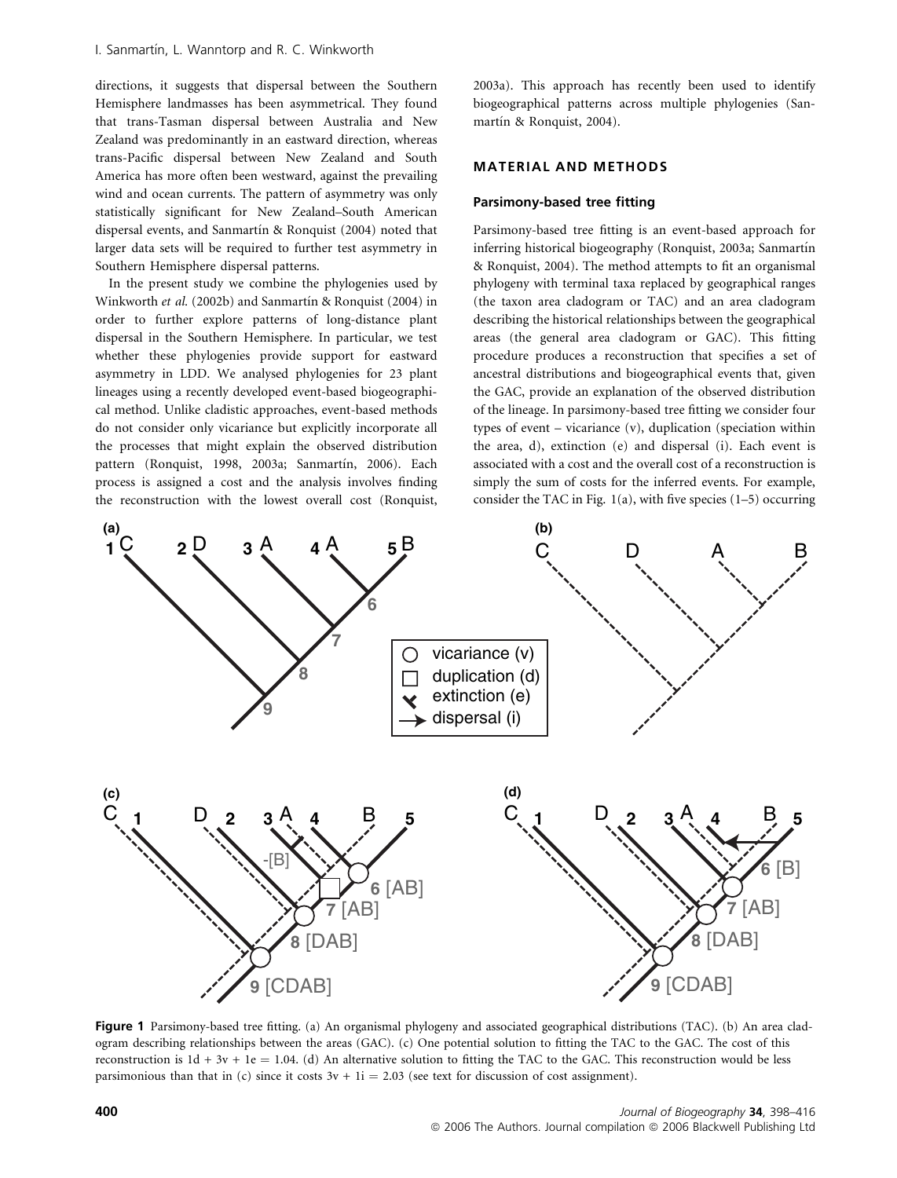directions, it suggests that dispersal between the Southern Hemisphere landmasses has been asymmetrical. They found that trans-Tasman dispersal between Australia and New Zealand was predominantly in an eastward direction, whereas trans-Pacific dispersal between New Zealand and South America has more often been westward, against the prevailing wind and ocean currents. The pattern of asymmetry was only statistically significant for New Zealand–South American dispersal events, and Sanmartín & Ronquist (2004) noted that larger data sets will be required to further test asymmetry in Southern Hemisphere dispersal patterns.

In the present study we combine the phylogenies used by Winkworth *et al.* (2002b) and Sanmartín & Ronquist (2004) in order to further explore patterns of long-distance plant dispersal in the Southern Hemisphere. In particular, we test whether these phylogenies provide support for eastward asymmetry in LDD. We analysed phylogenies for 23 plant lineages using a recently developed event-based biogeographical method. Unlike cladistic approaches, event-based methods do not consider only vicariance but explicitly incorporate all the processes that might explain the observed distribution pattern (Ronquist, 1998, 2003a; Sanmartín, 2006). Each process is assigned a cost and the analysis involves finding the reconstruction with the lowest overall cost (Ronquist, 2003a). This approach has recently been used to identify biogeographical patterns across multiple phylogenies (Sanmartín & Ronquist, 2004).

## MATERIAL AND METHODS

### Parsimony-based tree fitting

Parsimony-based tree fitting is an event-based approach for inferring historical biogeography (Ronquist, 2003a; Sanmartín & Ronquist, 2004). The method attempts to fit an organismal phylogeny with terminal taxa replaced by geographical ranges (the taxon area cladogram or TAC) and an area cladogram describing the historical relationships between the geographical areas (the general area cladogram or GAC). This fitting procedure produces a reconstruction that specifies a set of ancestral distributions and biogeographical events that, given the GAC, provide an explanation of the observed distribution of the lineage. In parsimony-based tree fitting we consider four types of event – vicariance (v), duplication (speciation within the area, d), extinction (e) and dispersal (i). Each event is associated with a cost and the overall cost of a reconstruction is simply the sum of costs for the inferred events. For example, consider the TAC in Fig. 1(a), with five species (1–5) occurring

**Figure 1** Parsimony-based tree fitting. (a) An organismal phylogeny and associated geographical distributions (TAC). (b) An area cladogram describing relationships between the areas (GAC). (c) One potential solution to fitting the TAC to the GAC. The cost of this reconstruction is 1d + 3v + 1e = 1.04. (d) An alternative solution to fitting the TAC to the GAC. This reconstruction would be less parsimonious than that in (c) since it costs 3v + 1i = 2.03 (see text for discussion of cost assignment).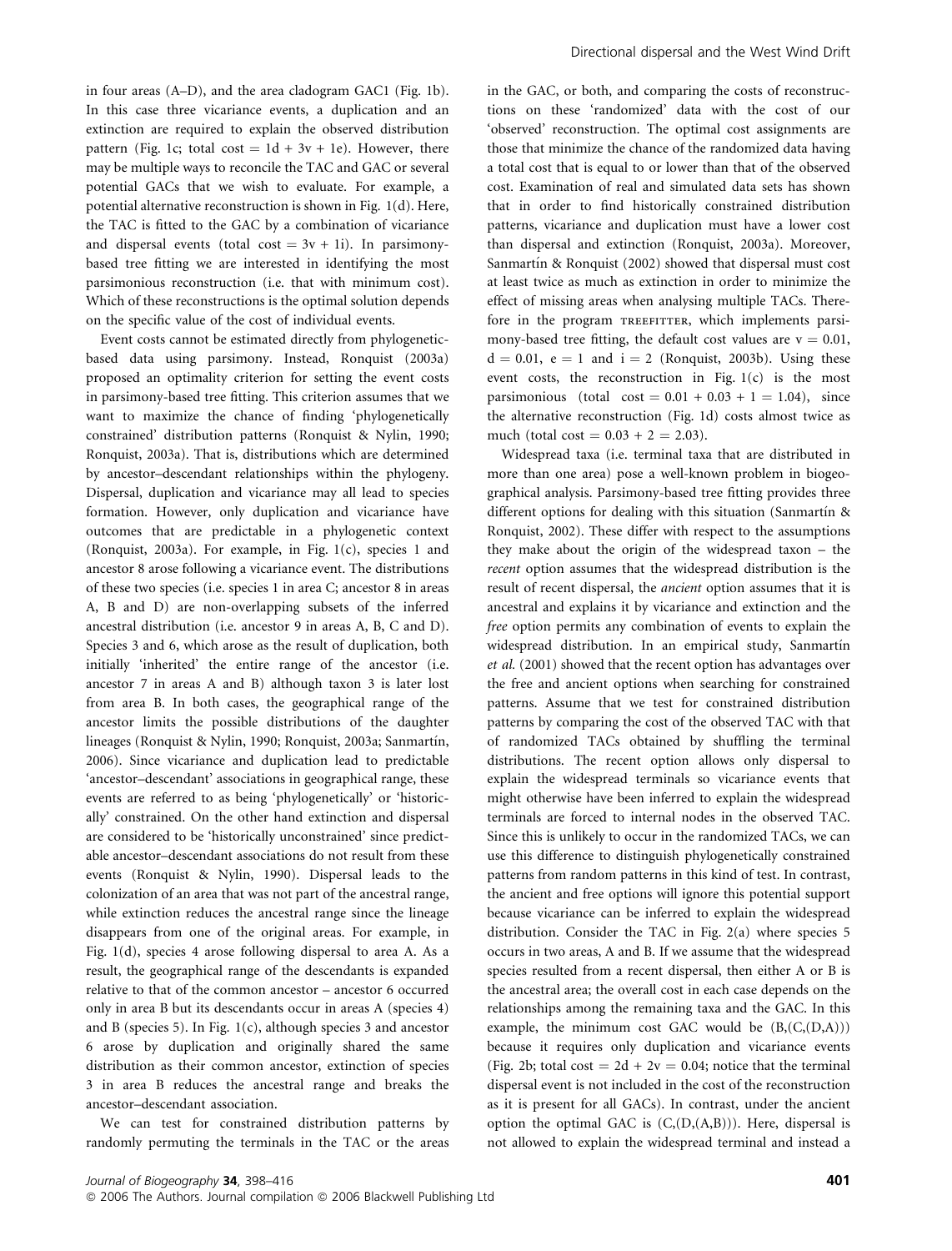in four areas (A–D), and the area cladogram GAC1 (Fig. 1b). In this case three vicariance events, a duplication and an extinction are required to explain the observed distribution pattern (Fig. 1c; total cost = 1d + 3v + 1e). However, there may be multiple ways to reconcile the TAC and GAC or several potential GACs that we wish to evaluate. For example, a potential alternative reconstruction is shown in Fig. 1(d). Here, the TAC is fitted to the GAC by a combination of vicariance and dispersal events (total cost = 3v + 1i). In parsimony-based tree fitting we are interested in identifying the most parsimonious reconstruction (i.e. that with minimum cost). Which of these reconstructions is the optimal solution depends on the specific value of the cost of individual events.

Event costs cannot be estimated directly from phylogenetic-based data using parsimony. Instead, Ronquist (2003a) proposed an optimality criterion for setting the event costs in parsimony-based tree fitting. This criterion assumes that we want to maximize the chance of finding 'phylogenetically constrained' distribution patterns (Ronquist & Nylin, 1990; Ronquist, 2003a). That is, distributions which are determined by ancestor–descendant relationships within the phylogeny. Dispersal, duplication and vicariance may all lead to species formation. However, only duplication and vicariance have outcomes that are predictable in a phylogenetic context (Ronquist, 2003a). For example, in Fig. 1(c), species 1 and ancestor 8 arose following a vicariance event. The distributions of these two species (i.e. species 1 in area C; ancestor 8 in areas A, B and D) are non-overlapping subsets of the inferred ancestral distribution (i.e. ancestor 9 in areas A, B, C and D). Species 3 and 6, which arose as the result of duplication, both initially 'inherited' the entire range of the ancestor (i.e. ancestor 7 in areas A and B) although taxon 3 is later lost from area B. In both cases, the geographical range of the ancestor limits the possible distributions of the daughter lineages (Ronquist & Nylin, 1990; Ronquist, 2003a; Sanmartín, 2006). Since vicariance and duplication lead to predictable 'ancestor–descendant' associations in geographical range, these events are referred to as being 'phylogenetically' or 'historically' constrained. On the other hand extinction and dispersal are considered to be 'historically unconstrained' since predictable ancestor–descendant associations do not result from these events (Ronquist & Nylin, 1990). Dispersal leads to the colonization of an area that was not part of the ancestral range, while extinction reduces the ancestral range since the lineage disappears from one of the original areas. For example, in Fig. 1(d), species 4 arose following dispersal to area A. As a result, the geographical range of the descendants is expanded relative to that of the common ancestor – ancestor 6 occurred only in area B but its descendants occur in areas A (species 4) and B (species 5). In Fig. 1(c), although species 3 and ancestor 6 arose by duplication and originally shared the same distribution as their common ancestor, extinction of species 3 in area B reduces the ancestral range and breaks the ancestor–descendant association.

We can test for constrained distribution patterns by randomly permuting the terminals in the TAC or the areas in the GAC, or both, and comparing the costs of reconstructions on these 'randomized' data with the cost of our 'observed' reconstruction. The optimal cost assignments are those that minimize the chance of the randomized data having a total cost that is equal to or lower than that of the observed cost. Examination of real and simulated data sets has shown that in order to find historically constrained distribution patterns, vicariance and duplication must have a lower cost than dispersal and extinction (Ronquist, 2003a). Moreover, Sanmartín & Ronquist (2002) showed that dispersal must cost at least twice as much as extinction in order to minimize the effect of missing areas when analysing multiple TACs. Therefore in the program TREEFITTER, which implements parsimony-based tree fitting, the default cost values are v = 0.01, d = 0.01, e = 1 and i = 2 (Ronquist, 2003b). Using these event costs, the reconstruction in Fig. 1(c) is the most parsimonious (total cost = 0.01 + 0.03 + 1 = 1.04), since the alternative reconstruction (Fig. 1d) costs almost twice as much (total cost = 0.03 + 2 = 2.03).

Widespread taxa (i.e. terminal taxa that are distributed in more than one area) pose a well-known problem in biogeographical analysis. Parsimony-based tree fitting provides three different options for dealing with this situation (Sanmartín & Ronquist, 2002). These differ with respect to the assumptions they make about the origin of the widespread taxon – the *recent* option assumes that the widespread distribution is the result of recent dispersal, the *ancient* option assumes that it is ancestral and explains it by vicariance and extinction and the *free* option permits any combination of events to explain the widespread distribution. In an empirical study, Sanmartín *et al.* (2001) showed that the recent option has advantages over the free and ancient options when searching for constrained patterns. Assume that we test for constrained distribution patterns by comparing the cost of the observed TAC with that of randomized TACs obtained by shuffling the terminal distributions. The recent option allows only dispersal to explain the widespread terminals so vicariance events that might otherwise have been inferred to explain the widespread terminals are forced to internal nodes in the observed TAC. Since this is unlikely to occur in the randomized TACs, we can use this difference to distinguish phylogenetically constrained patterns from random patterns in this kind of test. In contrast, the ancient and free options will ignore this potential support because vicariance can be inferred to explain the widespread distribution. Consider the TAC in Fig. 2(a) where species 5 occurs in two areas, A and B. If we assume that the widespread species resulted from a recent dispersal, then either A or B is the ancestral area; the overall cost in each case depends on the relationships among the remaining taxa and the GAC. In this example, the minimum cost GAC would be (B,(C,(D,A))) because it requires only duplication and vicariance events (Fig. 2b; total cost = 2d + 2v = 0.04; notice that the terminal dispersal event is not included in the cost of the reconstruction as it is present for all GACs). In contrast, under the ancient option the optimal GAC is (C,(D,(A,B))). Here, dispersal is not allowed to explain the widespread terminal and instead a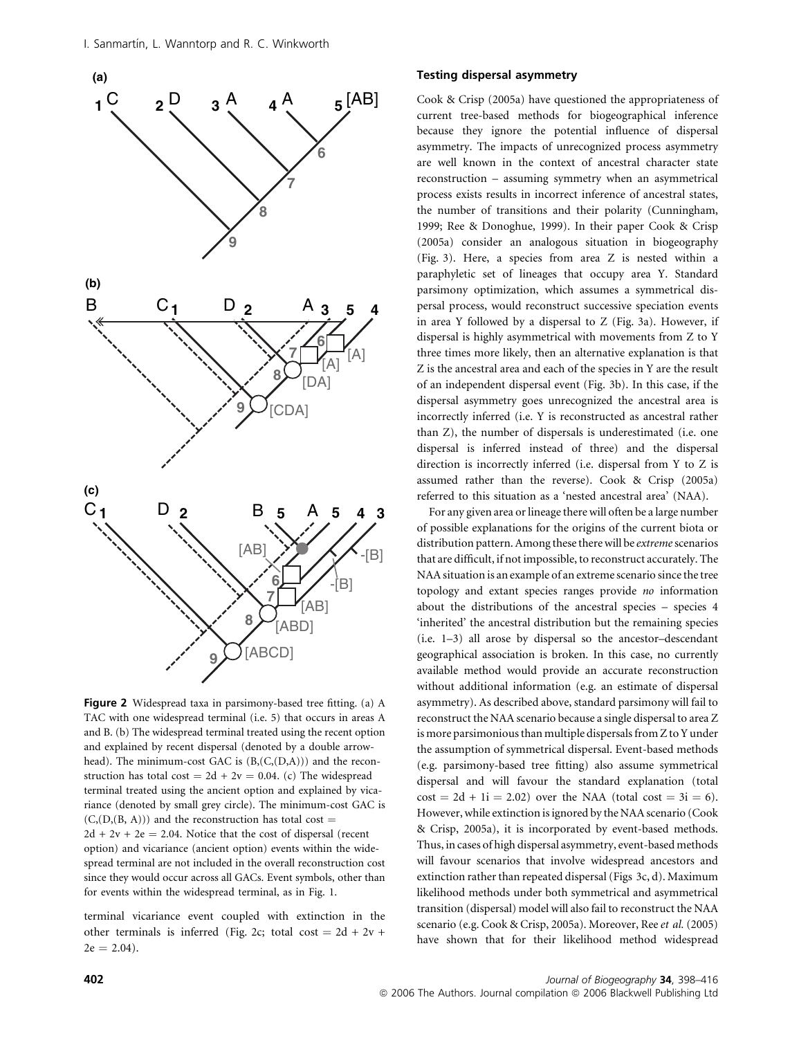**Figure 2** Widespread taxa in parsimony-based tree fitting. (a) A TAC with one widespread terminal (i.e. 5) that occurs in areas A and B. (b) The widespread terminal treated using the recent option and explained by recent dispersal (denoted by a double arrowhead). The minimum-cost GAC is (B,(C,(D,A))) and the reconstruction has total cost = 2d + 2v = 0.04. (c) The widespread terminal treated using the ancient option and explained by vicariance (denoted by small grey circle). The minimum-cost GAC is (C,(D,(B, A))) and the reconstruction has total cost = 2d + 2v + 2e = 2.04. Notice that the cost of dispersal (recent option) and vicariance (ancient option) events within the widespread terminal are not included in the overall reconstruction cost since they would occur across all GACs. Event symbols, other than for events within the widespread terminal, as in Fig. 1.

terminal vicariance event coupled with extinction in the other terminals is inferred (Fig. 2c; total cost = 2d + 2v + 2e = 2.04).

### Testing dispersal asymmetry

Cook & Crisp (2005a) have questioned the appropriateness of current tree-based methods for biogeographical inference because they ignore the potential influence of dispersal asymmetry. The impacts of unrecognized process asymmetry are well known in the context of ancestral character state reconstruction – assuming symmetry when an asymmetrical process exists results in incorrect inference of ancestral states, the number of transitions and their polarity (Cunningham, 1999; Ree & Donoghue, 1999). In their paper Cook & Crisp (2005a) consider an analogous situation in biogeography (Fig. 3). Here, a species from area Z is nested within a paraphyletic set of lineages that occupy area Y. Standard parsimony optimization, which assumes a symmetrical dispersal process, would reconstruct successive speciation events in area Y followed by a dispersal to Z (Fig. 3a). However, if dispersal is highly asymmetrical with movements from Z to Y three times more likely, then an alternative explanation is that Z is the ancestral area and each of the species in Y are the result of an independent dispersal event (Fig. 3b). In this case, if the dispersal asymmetry goes unrecognized the ancestral area is incorrectly inferred (i.e. Y is reconstructed as ancestral rather than Z), the number of dispersals is underestimated (i.e. one dispersal is inferred instead of three) and the dispersal direction is incorrectly inferred (i.e. dispersal from Y to Z is assumed rather than the reverse). Cook & Crisp (2005a) referred to this situation as a 'nested ancestral area' (NAA).

For any given area or lineage there will often be a large number of possible explanations for the origins of the current biota or distribution pattern. Among these there will be *extreme* scenarios that are difficult, if not impossible, to reconstruct accurately. The NAA situation is an example of an extreme scenario since the tree topology and extant species ranges provide *no* information about the distributions of the ancestral species – species 4 'inherited' the ancestral distribution but the remaining species (i.e. 1–3) all arose by dispersal so the ancestor–descendant geographical association is broken. In this case, no currently available method would provide an accurate reconstruction without additional information (e.g. an estimate of dispersal asymmetry). As described above, standard parsimony will fail to reconstruct the NAA scenario because a single dispersal to area Z is more parsimonious than multiple dispersals from Z to Y under the assumption of symmetrical dispersal. Event-based methods (e.g. parsimony-based tree fitting) also assume symmetrical dispersal and will favour the standard explanation (total cost = 2d + 1i = 2.02) over the NAA (total cost = 3i = 6). However, while extinction is ignored by the NAA scenario (Cook & Crisp, 2005a), it is incorporated by event-based methods. Thus, in cases of high dispersal asymmetry, event-based methods will favour scenarios that involve widespread ancestors and extinction rather than repeated dispersal (Figs 3c, d). Maximum likelihood methods under both symmetrical and asymmetrical transition (dispersal) model will also fail to reconstruct the NAA scenario (e.g. Cook & Crisp, 2005a). Moreover, Ree *et al.* (2005) have shown that for their likelihood method widespread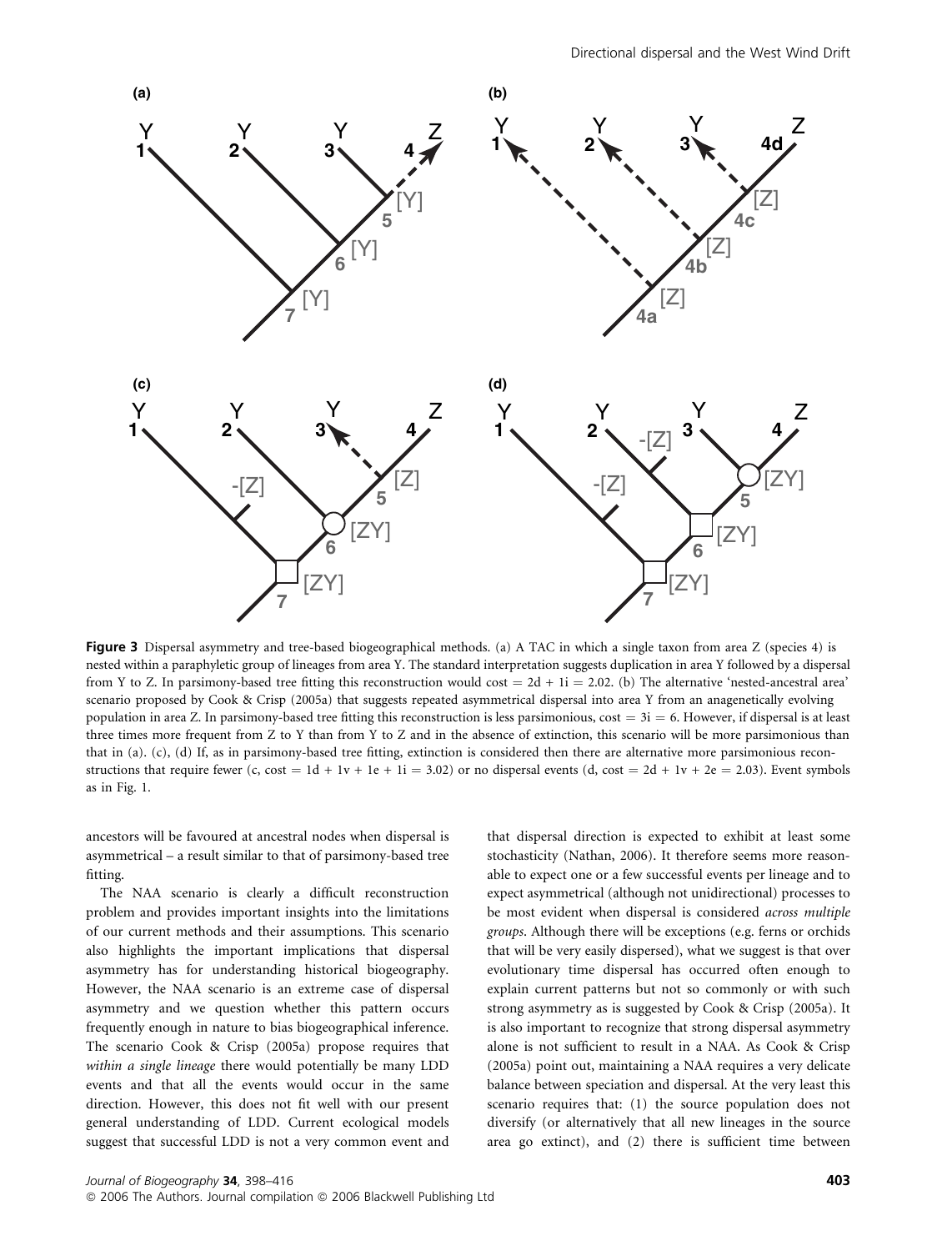Figure 3 Dispersal asymmetry and tree-based biogeographical methods. (a) A TAC in which a single taxon from area Z (species 4) is nested within a paraphyletic group of lineages from area Y. The standard interpretation suggests duplication in area Y followed by a dispersal from Y to Z. In parsimony-based tree fitting this reconstruction would cost = 2d + 1i = 2.02. (b) The alternative 'nested-ancestral area' scenario proposed by Cook & Crisp (2005a) that suggests repeated asymmetrical dispersal into area Y from an anagenetically evolving population in area Z. In parsimony-based tree fitting this reconstruction is less parsimonious, cost = 3i = 6. However, if dispersal is at least three times more frequent from Z to Y than from Y to Z and in the absence of extinction, this scenario will be more parsimonious than that in (a). (c), (d) If, as in parsimony-based tree fitting, extinction is considered then there are alternative more parsimonious reconstructions that require fewer (c, cost = 1d + 1v + 1e + 1i = 3.02) or no dispersal events (d, cost = 2d + 1v + 2e = 2.03). Event symbols as in Fig. 1.

ancestors will be favoured at ancestral nodes when dispersal is asymmetrical – a result similar to that of parsimony-based tree fitting.

The NAA scenario is clearly a difficult reconstruction problem and provides important insights into the limitations of our current methods and their assumptions. This scenario also highlights the important implications that dispersal asymmetry has for understanding historical biogeography. However, the NAA scenario is an extreme case of dispersal asymmetry and we question whether this pattern occurs frequently enough in nature to bias biogeographical inference. The scenario Cook & Crisp (2005a) propose requires that *within a single lineage* there would potentially be many LDD events and that all the events would occur in the same direction. However, this does not fit well with our present general understanding of LDD. Current ecological models suggest that successful LDD is not a very common event and that dispersal direction is expected to exhibit at least some stochasticity (Nathan, 2006). It therefore seems more reasonable to expect one or a few successful events per lineage and to expect asymmetrical (although not unidirectional) processes to be most evident when dispersal is considered *across multiple groups*. Although there will be exceptions (e.g. ferns or orchids that will be very easily dispersed), what we suggest is that over evolutionary time dispersal has occurred often enough to explain current patterns but not so commonly or with such strong asymmetry as is suggested by Cook & Crisp (2005a). It is also important to recognize that strong dispersal asymmetry alone is not sufficient to result in a NAA. As Cook & Crisp (2005a) point out, maintaining a NAA requires a very delicate balance between speciation and dispersal. At the very least this scenario requires that: (1) the source population does not diversify (or alternatively that all new lineages in the source area go extinct), and (2) there is sufficient time between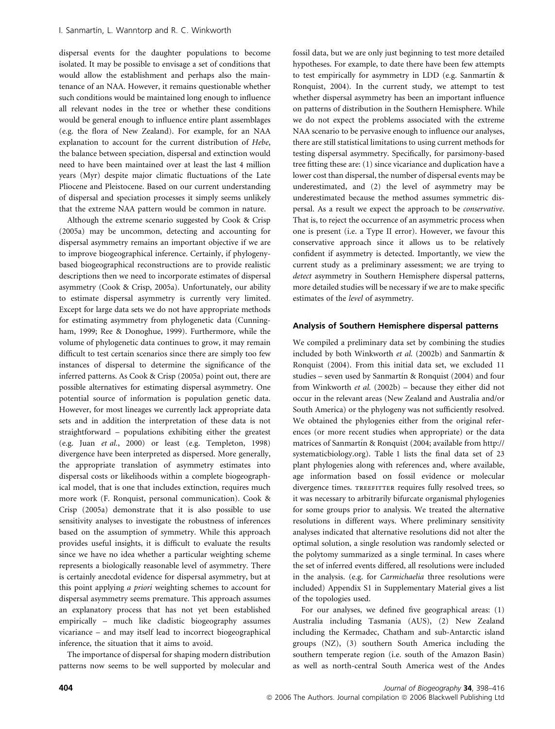dispersal events for the daughter populations to become isolated. It may be possible to envisage a set of conditions that would allow the establishment and perhaps also the maintenance of an NAA. However, it remains questionable whether such conditions would be maintained long enough to influence all relevant nodes in the tree or whether these conditions would be general enough to influence entire plant assemblages (e.g. the flora of New Zealand). For example, for an NAA explanation to account for the current distribution of *Hebe*, the balance between speciation, dispersal and extinction would need to have been maintained over at least the last 4 million years (Myr) despite major climatic fluctuations of the Late Pliocene and Pleistocene. Based on our current understanding of dispersal and speciation processes it simply seems unlikely that the extreme NAA pattern would be common in nature.

Although the extreme scenario suggested by Cook & Crisp (2005a) may be uncommon, detecting and accounting for dispersal asymmetry remains an important objective if we are to improve biogeographical inference. Certainly, if phylogeny-based biogeographical reconstructions are to provide realistic descriptions then we need to incorporate estimates of dispersal asymmetry (Cook & Crisp, 2005a). Unfortunately, our ability to estimate dispersal asymmetry is currently very limited. Except for large data sets we do not have appropriate methods for estimating asymmetry from phylogenetic data (Cunningham, 1999; Ree & Donoghue, 1999). Furthermore, while the volume of phylogenetic data continues to grow, it may remain difficult to test certain scenarios since there are simply too few instances of dispersal to determine the significance of the inferred patterns. As Cook & Crisp (2005a) point out, there are possible alternatives for estimating dispersal asymmetry. One potential source of information is population genetic data. However, for most lineages we currently lack appropriate data sets and in addition the interpretation of these data is not straightforward – populations exhibiting either the greatest (e.g. Juan *et al.*, 2000) or least (e.g. Templeton, 1998) divergence have been interpreted as dispersed. More generally, the appropriate translation of asymmetry estimates into dispersal costs or likelihoods within a complete biogeographical model, that is one that includes extinction, requires much more work (F. Ronquist, personal communication). Cook & Crisp (2005a) demonstrate that it is also possible to use sensitivity analyses to investigate the robustness of inferences based on the assumption of symmetry. While this approach provides useful insights, it is difficult to evaluate the results since we have no idea whether a particular weighting scheme represents a biologically reasonable level of asymmetry. There is certainly anecdotal evidence for dispersal asymmetry, but at this point applying *a priori* weighting schemes to account for dispersal asymmetry seems premature. This approach assumes an explanatory process that has not yet been established empirically – much like cladistic biogeography assumes vicariance – and may itself lead to incorrect biogeographical inference, the situation that it aims to avoid.

The importance of dispersal for shaping modern distribution patterns now seems to be well supported by molecular and fossil data, but we are only just beginning to test more detailed hypotheses. For example, to date there have been few attempts to test empirically for asymmetry in LDD (e.g. Sanmartín & Ronquist, 2004). In the current study, we attempt to test whether dispersal asymmetry has been an important influence on patterns of distribution in the Southern Hemisphere. While we do not expect the problems associated with the extreme NAA scenario to be pervasive enough to influence our analyses, there are still statistical limitations to using current methods for testing dispersal asymmetry. Specifically, for parsimony-based tree fitting these are: (1) since vicariance and duplication have a lower cost than dispersal, the number of dispersal events may be underestimated, and (2) the level of asymmetry may be underestimated because the method assumes symmetric dispersal. As a result we expect the approach to be *conservative*. That is, to reject the occurrence of an asymmetric process when one is present (i.e. a Type II error). However, we favour this conservative approach since it allows us to be relatively confident if asymmetry is detected. Importantly, we view the current study as a preliminary assessment; we are trying to *detect* asymmetry in Southern Hemisphere dispersal patterns, more detailed studies will be necessary if we are to make specific estimates of the *level* of asymmetry.

### Analysis of Southern Hemisphere dispersal patterns

We compiled a preliminary data set by combining the studies included by both Winkworth *et al.* (2002b) and Sanmartín & Ronquist (2004). From this initial data set, we excluded 11 studies – seven used by Sanmartín & Ronquist (2004) and four from Winkworth *et al.* (2002b) – because they either did not occur in the relevant areas (New Zealand and Australia and/or South America) or the phylogeny was not sufficiently resolved. We obtained the phylogenies either from the original references (or more recent studies when appropriate) or the data matrices of Sanmartín & Ronquist (2004; available from http://systematicbiology.org). Table 1 lists the final data set of 23 plant phylogenies along with references and, where available, age information based on fossil evidence or molecular divergence times. TREEFITTER requires fully resolved trees, so it was necessary to arbitrarily bifurcate organismal phylogenies for some groups prior to analysis. We treated the alternative resolutions in different ways. Where preliminary sensitivity analyses indicated that alternative resolutions did not alter the optimal solution, a single resolution was randomly selected or the polytomy summarized as a single terminal. In cases where the set of inferred events differed, all resolutions were included in the analysis. (e.g. for *Carmichaelia* three resolutions were included) Appendix S1 in Supplementary Material gives a list of the topologies used.

For our analyses, we defined five geographical areas: (1) Australia including Tasmania (AUS), (2) New Zealand including the Kermadec, Chatham and sub-Antarctic island groups (NZ), (3) southern South America including the southern temperate region (i.e. south of the Amazon Basin) as well as north-central South America west of the Andes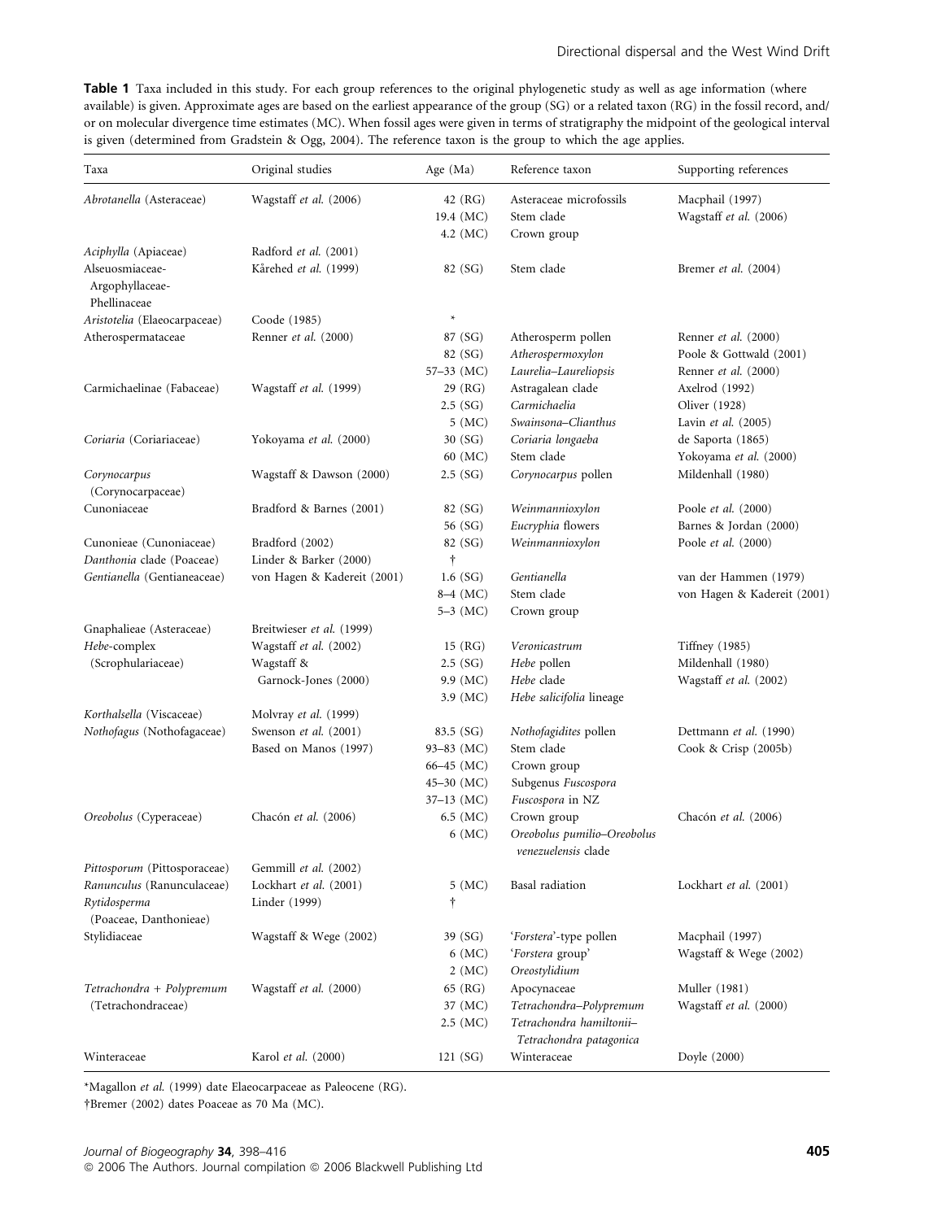**Table 1** Taxa included in this study. For each group references to the original phylogenetic study as well as age information (where available) is given. Approximate ages are based on the earliest appearance of the group (SG) or a related taxon (RG) in the fossil record, and/or on molecular divergence time estimates (MC). When fossil ages were given in terms of stratigraphy the midpoint of the geological interval is given (determined from Gradstein & Ogg, 2004). The reference taxon is the group to which the age applies.

| Taxa | Original studies | Age (Ma) | Reference taxon | Supporting references |
|---|---|---|---|---|
| *Abrotanella* (Asteraceae) | Wagstaff *et al.* (2006) | 42 (RG) | Asteraceae microfossils | Macphail (1997) |
| | | 19.4 (MC) | Stem clade | Wagstaff *et al.* (2006) |
| | | 4.2 (MC) | Crown group | |
| *Aciphylla* (Apiaceae) | Radford *et al.* (2001) | | | |
| Alseuosmiaceae-Argophyllaceae-Phellinaceae | Kårehed *et al.* (1999) | 82 (SG) | Stem clade | Bremer *et al.* (2004) |
| *Aristotelia* (Elaeocarpaceae) | Coode (1985) | * | | |
| Atherospermataceae | Renner *et al.* (2000) | 87 (SG) | Atherosperm pollen | Renner *et al.* (2000) |
| | | 82 (SG) | *Atherospermoxylon* | Poole & Gottwald (2001) |
| | | 57–33 (MC) | *Laurelia–Laureliopsis* | Renner *et al.* (2000) |
| Carmichaelinae (Fabaceae) | Wagstaff *et al.* (1999) | 29 (RG) | Astragalean clade | Axelrod (1992) |
| | | 2.5 (SG) | *Carmichaelia* | Oliver (1928) |
| | | 5 (MC) | *Swainsona–Clianthus* | Lavin *et al.* (2005) |
| *Coriaria* (Coriariaceae) | Yokoyama *et al.* (2000) | 30 (SG) | *Coriaria longaeba* | de Saporta (1865) |
| | | 60 (MC) | Stem clade | Yokoyama *et al.* (2000) |
| *Corynocarpus* (Corynocarpaceae) | Wagstaff & Dawson (2000) | 2.5 (SG) | *Corynocarpus* pollen | Mildenhall (1980) |
| Cunoniaceae | Bradford & Barnes (2001) | 82 (SG) | *Weinmannioxylon* | Poole *et al.* (2000) |
| | | 56 (SG) | *Eucryphia* flowers | Barnes & Jordan (2000) |
| Cunonieae (Cunoniaceae) | Bradford (2002) | 82 (SG) | *Weinmannioxylon* | Poole *et al.* (2000) |
| *Danthonia* clade (Poaceae) | Linder & Barker (2000) | † | | |
| *Gentianella* (Gentianeaceae) | von Hagen & Kadereit (2001) | 1.6 (SG) | *Gentianella* | van der Hammen (1979) |
| | | 8–4 (MC) | Stem clade | von Hagen & Kadereit (2001) |
| | | 5–3 (MC) | Crown group | |
| Gnaphalieae (Asteraceae) | Breitwieser *et al.* (1999) | | | |
| *Hebe*-complex (Scrophulariaceae) | Wagstaff *et al.* (2002) | 15 (RG) | *Veronicastrum* | Tiffney (1985) |
| | Wagstaff & Garnock-Jones (2000) | 2.5 (SG) | *Hebe* pollen | Mildenhall (1980) |
| | | 9.9 (MC) | *Hebe* clade | Wagstaff *et al.* (2002) |
| | | 3.9 (MC) | *Hebe salicifolia* lineage | |
| *Korthalsella* (Viscaceae) | Molvray *et al.* (1999) | | | |
| *Nothofagus* (Nothofagaceae) | Swenson *et al.* (2001) | 83.5 (SG) | *Nothofagidites* pollen | Dettmann *et al.* (1990) |
| | Based on Manos (1997) | 93–83 (MC) | Stem clade | Cook & Crisp (2005b) |
| | | 66–45 (MC) | Crown group | |
| | | 45–30 (MC) | Subgenus *Fuscospora* | |
| | | 37–13 (MC) | *Fuscospora* in NZ | |
| *Oreobolus* (Cyperaceae) | Chacón *et al.* (2006) | 6.5 (MC) | Crown group | Chacón *et al.* (2006) |
| | | 6 (MC) | *Oreobolus pumilio–Oreobolus venezuelensis* clade | |
| *Pittosporum* (Pittosporaceae) | Gemmill *et al.* (2002) | | | |
| *Ranunculus* (Ranunculaceae) | Lockhart *et al.* (2001) | 5 (MC) | Basal radiation | Lockhart *et al.* (2001) |
| *Rytidosperma* (Poaceae, Danthonieae) | Linder (1999) | † | | |
| Stylidiaceae | Wagstaff & Wege (2002) | 39 (SG) | '*Forstera*'-type pollen | Macphail (1997) |
| | | 6 (MC) | '*Forstera* group' | Wagstaff & Wege (2002) |
| | | 2 (MC) | *Oreostylidium* | |
| *Tetrachondra* + *Polypremum* (Tetrachondraceae) | Wagstaff *et al.* (2000) | 65 (RG) | Apocynaceae | Muller (1981) |
| | | 37 (MC) | *Tetrachondra–Polypremum* | Wagstaff *et al.* (2000) |
| | | 2.5 (MC) | *Tetrachondra hamiltonii–Tetrachondra patagonica* | |
| Winteraceae | Karol *et al.* (2000) | 121 (SG) | Winteraceae | Doyle (2000) |

*Magallon *et al.* (1999) date Elaeocarpaceae as Paleocene (RG).

†Bremer (2002) dates Poaceae as 70 Ma (MC).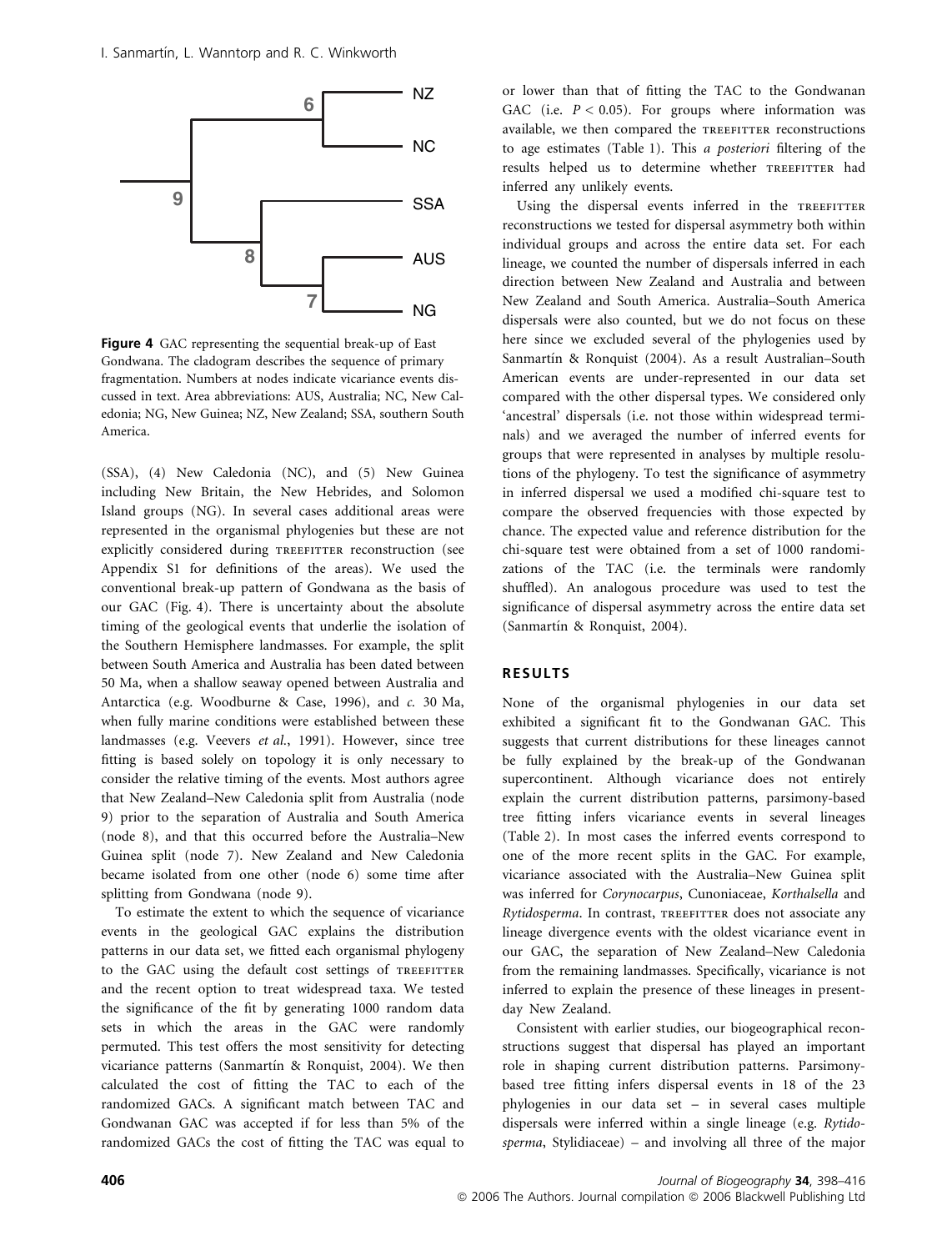**Figure 4** GAC representing the sequential break-up of East Gondwana. The cladogram describes the sequence of primary fragmentation. Numbers at nodes indicate vicariance events discussed in text. Area abbreviations: AUS, Australia; NC, New Caledonia; NG, New Guinea; NZ, New Zealand; SSA, southern South America.

(SSA), (4) New Caledonia (NC), and (5) New Guinea including New Britain, the New Hebrides, and Solomon Island groups (NG). In several cases additional areas were represented in the organismal phylogenies but these are not explicitly considered during TREEFITTER reconstruction (see Appendix S1 for definitions of the areas). We used the conventional break-up pattern of Gondwana as the basis of our GAC (Fig. 4). There is uncertainty about the absolute timing of the geological events that underlie the isolation of the Southern Hemisphere landmasses. For example, the split between South America and Australia has been dated between 50 Ma, when a shallow seaway opened between Australia and Antarctica (e.g. Woodburne & Case, 1996), and *c.* 30 Ma, when fully marine conditions were established between these landmasses (e.g. Veevers *et al.*, 1991). However, since tree fitting is based solely on topology it is only necessary to consider the relative timing of the events. Most authors agree that New Zealand–New Caledonia split from Australia (node 9) prior to the separation of Australia and South America (node 8), and that this occurred before the Australia–New Guinea split (node 7). New Zealand and New Caledonia became isolated from one other (node 6) some time after splitting from Gondwana (node 9).

To estimate the extent to which the sequence of vicariance events in the geological GAC explains the distribution patterns in our data set, we fitted each organismal phylogeny to the GAC using the default cost settings of TREEFITTER and the recent option to treat widespread taxa. We tested the significance of the fit by generating 1000 random data sets in which the areas in the GAC were randomly permuted. This test offers the most sensitivity for detecting vicariance patterns (Sanmartín & Ronquist, 2004). We then calculated the cost of fitting the TAC to each of the randomized GACs. A significant match between TAC and Gondwanan GAC was accepted if for less than 5% of the randomized GACs the cost of fitting the TAC was equal to or lower than that of fitting the TAC to the Gondwanan GAC (i.e. $P < 0.05$). For groups where information was available, we then compared the TREEFITTER reconstructions to age estimates (Table 1). This *a posteriori* filtering of the results helped us to determine whether TREEFITTER had inferred any unlikely events.

Using the dispersal events inferred in the TREEFITTER reconstructions we tested for dispersal asymmetry both within individual groups and across the entire data set. For each lineage, we counted the number of dispersals inferred in each direction between New Zealand and Australia and between New Zealand and South America. Australia–South America dispersals were also counted, but we do not focus on these here since we excluded several of the phylogenies used by Sanmartín & Ronquist (2004). As a result Australian–South American events are under-represented in our data set compared with the other dispersal types. We considered only 'ancestral' dispersals (i.e. not those within widespread terminals) and we averaged the number of inferred events for groups that were represented in analyses by multiple resolutions of the phylogeny. To test the significance of asymmetry in inferred dispersal we used a modified chi-square test to compare the observed frequencies with those expected by chance. The expected value and reference distribution for the chi-square test were obtained from a set of 1000 randomizations of the TAC (i.e. the terminals were randomly shuffled). An analogous procedure was used to test the significance of dispersal asymmetry across the entire data set (Sanmartín & Ronquist, 2004).

## RESULTS

None of the organismal phylogenies in our data set exhibited a significant fit to the Gondwanan GAC. This suggests that current distributions for these lineages cannot be fully explained by the break-up of the Gondwanan supercontinent. Although vicariance does not entirely explain the current distribution patterns, parsimony-based tree fitting infers vicariance events in several lineages (Table 2). In most cases the inferred events correspond to one of the more recent splits in the GAC. For example, vicariance associated with the Australia–New Guinea split was inferred for *Corynocarpus*, Cunoniaceae, *Korthalsella* and *Rytidosperma*. In contrast, TREEFITTER does not associate any lineage divergence events with the oldest vicariance event in our GAC, the separation of New Zealand–New Caledonia from the remaining landmasses. Specifically, vicariance is not inferred to explain the presence of these lineages in present-day New Zealand.

Consistent with earlier studies, our biogeographical reconstructions suggest that dispersal has played an important role in shaping current distribution patterns. Parsimony-based tree fitting infers dispersal events in 18 of the 23 phylogenies in our data set – in several cases multiple dispersals were inferred within a single lineage (e.g. *Rytidosperma*, Stylidiaceae) – and involving all three of the major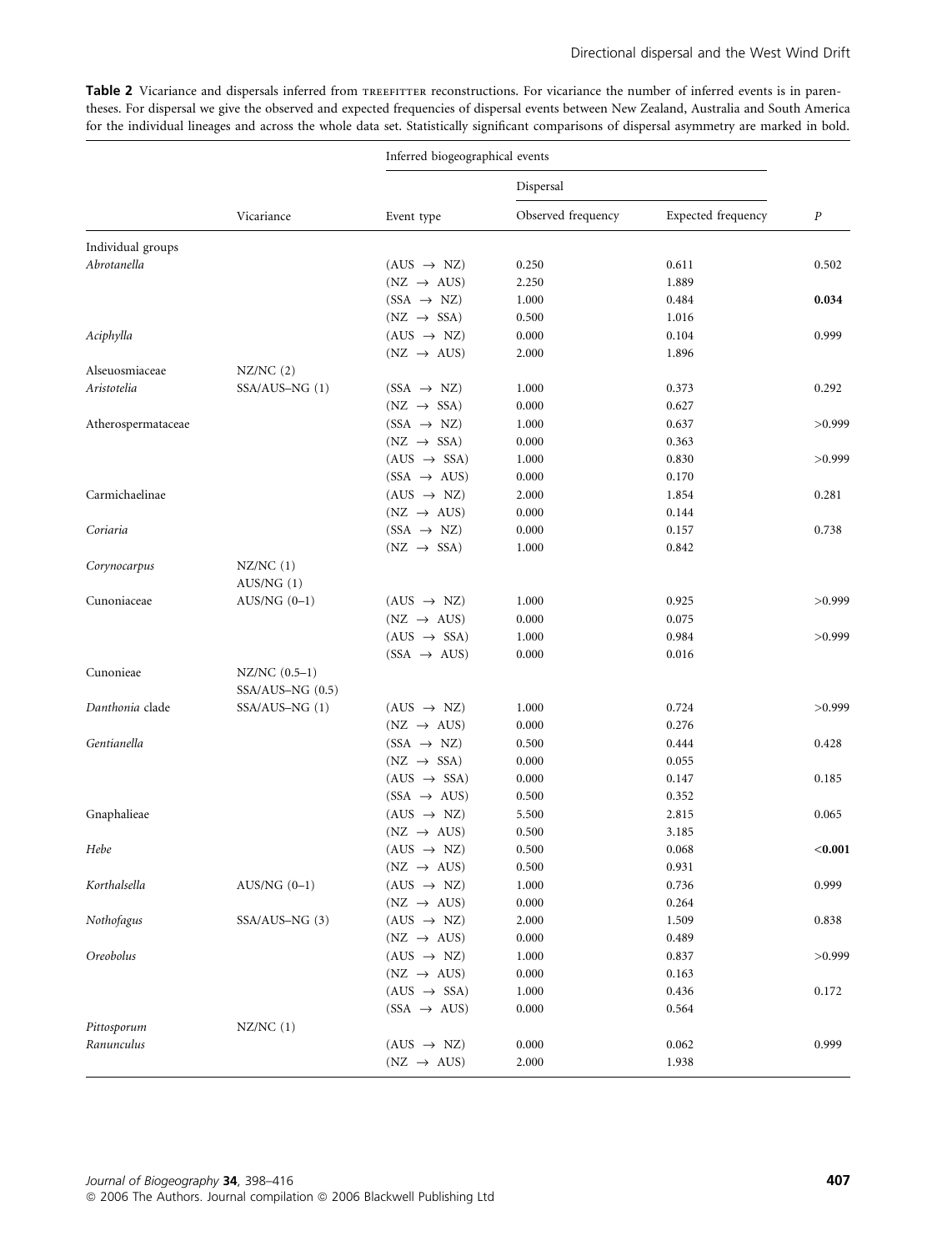**Table 2** Vicariance and dispersals inferred from TREEFITTER reconstructions. For vicariance the number of inferred events is in parentheses. For dispersal we give the observed and expected frequencies of dispersal events between New Zealand, Australia and South America for the individual lineages and across the whole data set. Statistically significant comparisons of dispersal asymmetry are marked in bold.

| | Inferred biogeographical events | | | | |
|---|---|---|---|---|---|
| | | | Dispersal | | |
| | Vicariance | Event type | Observed frequency | Expected frequency | *P* |
| Individual groups | | | | | |
| *Abrotanella* | | (AUS → NZ) | 0.250 | 0.611 | 0.502 |
| | | (NZ → AUS) | 2.250 | 1.889 | |
| | | (SSA → NZ) | 1.000 | 0.484 | **0.034** |
| | | (NZ → SSA) | 0.500 | 1.016 | |
| *Aciphylla* | | (AUS → NZ) | 0.000 | 0.104 | 0.999 |
| | | (NZ → AUS) | 2.000 | 1.896 | |
| Alseuosmiaceae | NZ/NC (2) | | | | |
| *Aristotelia* | SSA/AUS–NG (1) | (SSA → NZ) | 1.000 | 0.373 | 0.292 |
| | | (NZ → SSA) | 0.000 | 0.627 | |
| Atherospermataceae | | (SSA → NZ) | 1.000 | 0.637 | >0.999 |
| | | (NZ → SSA) | 0.000 | 0.363 | |
| | | (AUS → SSA) | 1.000 | 0.830 | >0.999 |
| | | (SSA → AUS) | 0.000 | 0.170 | |
| Carmichaelinae | | (AUS → NZ) | 2.000 | 1.854 | 0.281 |
| | | (NZ → AUS) | 0.000 | 0.144 | |
| *Coriaria* | | (SSA → NZ) | 0.000 | 0.157 | 0.738 |
| | | (NZ → SSA) | 1.000 | 0.842 | |
| *Corynocarpus* | NZ/NC (1) | | | | |
| | AUS/NG (1) | | | | |
| Cunoniaceae | AUS/NG (0–1) | (AUS → NZ) | 1.000 | 0.925 | >0.999 |
| | | (NZ → AUS) | 0.000 | 0.075 | |
| | | (AUS → SSA) | 1.000 | 0.984 | >0.999 |
| | | (SSA → AUS) | 0.000 | 0.016 | |
| Cunonieae | NZ/NC (0.5–1) | | | | |
| | SSA/AUS–NG (0.5) | | | | |
| *Danthonia* clade | SSA/AUS–NG (1) | (AUS → NZ) | 1.000 | 0.724 | >0.999 |
| | | (NZ → AUS) | 0.000 | 0.276 | |
| *Gentianella* | | (SSA → NZ) | 0.500 | 0.444 | 0.428 |
| | | (NZ → SSA) | 0.000 | 0.055 | |
| | | (AUS → SSA) | 0.000 | 0.147 | 0.185 |
| | | (SSA → AUS) | 0.500 | 0.352 | |
| Gnaphalieae | | (AUS → NZ) | 5.500 | 2.815 | 0.065 |
| | | (NZ → AUS) | 0.500 | 3.185 | |
| *Hebe* | | (AUS → NZ) | 0.500 | 0.068 | **<0.001** |
| | | (NZ → AUS) | 0.500 | 0.931 | |
| *Korthalsella* | AUS/NG (0–1) | (AUS → NZ) | 1.000 | 0.736 | 0.999 |
| | | (NZ → AUS) | 0.000 | 0.264 | |
| *Nothofagus* | SSA/AUS–NG (3) | (AUS → NZ) | 2.000 | 1.509 | 0.838 |
| | | (NZ → AUS) | 0.000 | 0.489 | |
| *Oreobolus* | | (AUS → NZ) | 1.000 | 0.837 | >0.999 |
| | | (NZ → AUS) | 0.000 | 0.163 | |
| | | (AUS → SSA) | 1.000 | 0.436 | 0.172 |
| | | (SSA → AUS) | 0.000 | 0.564 | |
| *Pittosporum* | NZ/NC (1) | | | | |
| *Ranunculus* | | (AUS → NZ) | 0.000 | 0.062 | 0.999 |
| | | (NZ → AUS) | 2.000 | 1.938 | |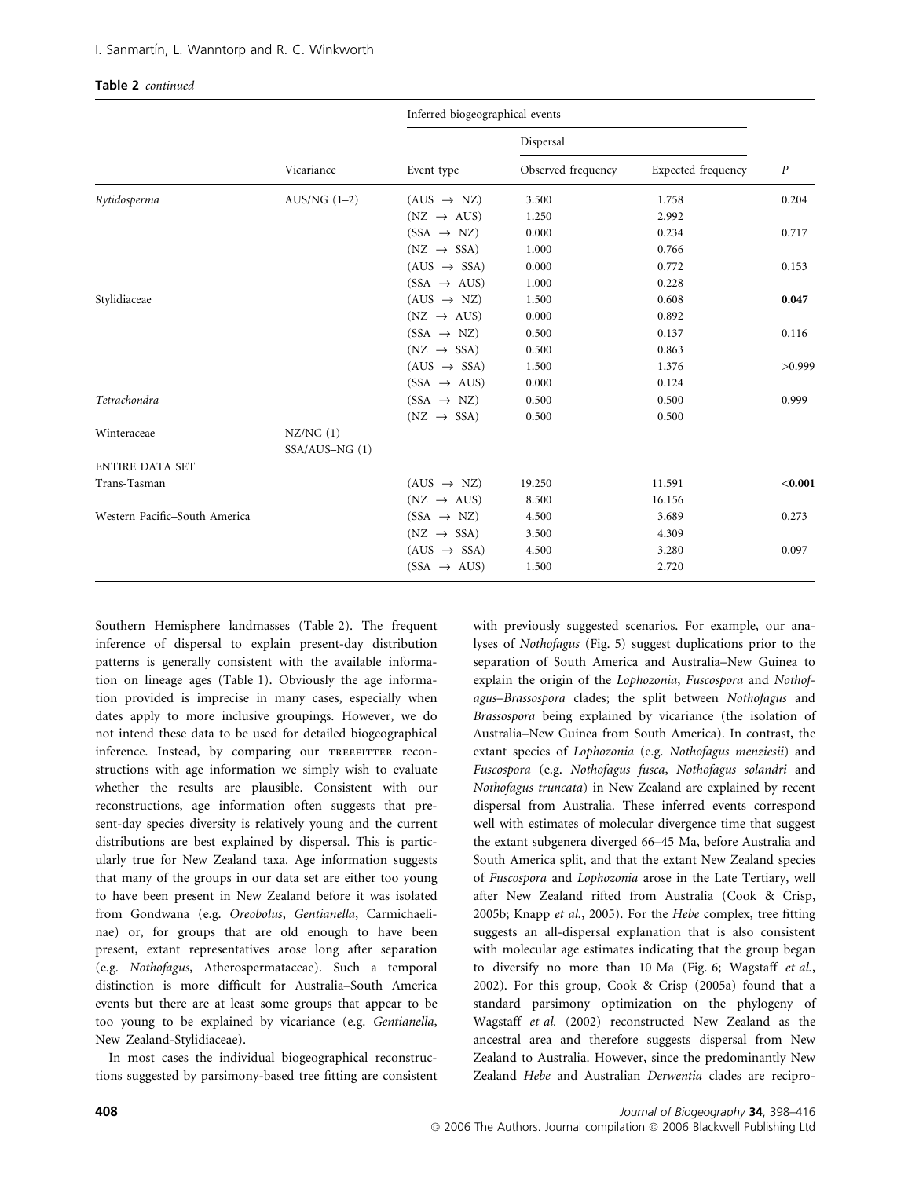**Table 2** *continued*

| | | Inferred biogeographical events | | | |
|---|---|---|---|---|---|
| | | | Dispersal | | |
| | Vicariance | Event type | Observed frequency | Expected frequency | *P* |
| *Rytidosperma* | AUS/NG (1–2) | (AUS → NZ) | 3.500 | 1.758 | 0.204 |
| | | (NZ → AUS) | 1.250 | 2.992 | |
| | | (SSA → NZ) | 0.000 | 0.234 | 0.717 |
| | | (NZ → SSA) | 1.000 | 0.766 | |
| | | (AUS → SSA) | 0.000 | 0.772 | 0.153 |
| | | (SSA → AUS) | 1.000 | 0.228 | |
| Stylidiaceae | | (AUS → NZ) | 1.500 | 0.608 | **0.047** |
| | | (NZ → AUS) | 0.000 | 0.892 | |
| | | (SSA → NZ) | 0.500 | 0.137 | 0.116 |
| | | (NZ → SSA) | 0.500 | 0.863 | |
| | | (AUS → SSA) | 1.500 | 1.376 | >0.999 |
| | | (SSA → AUS) | 0.000 | 0.124 | |
| *Tetrachondra* | | (SSA → NZ) | 0.500 | 0.500 | 0.999 |
| | | (NZ → SSA) | 0.500 | 0.500 | |
| Winteraceae | NZ/NC (1) SSA/AUS–NG (1) | | | | |
| ENTIRE DATA SET | | | | | |
| Trans-Tasman | | (AUS → NZ) | 19.250 | 11.591 | **<0.001** |
| | | (NZ → AUS) | 8.500 | 16.156 | |
| Western Pacific–South America | | (SSA → NZ) | 4.500 | 3.689 | 0.273 |
| | | (NZ → SSA) | 3.500 | 4.309 | |
| | | (AUS → SSA) | 4.500 | 3.280 | 0.097 |
| | | (SSA → AUS) | 1.500 | 2.720 | |

Southern Hemisphere landmasses (Table 2). The frequent inference of dispersal to explain present-day distribution patterns is generally consistent with the available information on lineage ages (Table 1). Obviously the age information provided is imprecise in many cases, especially when dates apply to more inclusive groupings. However, we do not intend these data to be used for detailed biogeographical inference. Instead, by comparing our TREEFITTER reconstructions with age information we simply wish to evaluate whether the results are plausible. Consistent with our reconstructions, age information often suggests that present-day species diversity is relatively young and the current distributions are best explained by dispersal. This is particularly true for New Zealand taxa. Age information suggests that many of the groups in our data set are either too young to have been present in New Zealand before it was isolated from Gondwana (e.g. *Oreobolus*, *Gentianella*, Carmichaelinae) or, for groups that are old enough to have been present, extant representatives arose long after separation (e.g. *Nothofagus*, Atherospermataceae). Such a temporal distinction is more difficult for Australia–South America events but there are at least some groups that appear to be too young to be explained by vicariance (e.g. *Gentianella*, New Zealand-Stylidiaceae).

In most cases the individual biogeographical reconstructions suggested by parsimony-based tree fitting are consistent with previously suggested scenarios. For example, our analyses of *Nothofagus* (Fig. 5) suggest duplications prior to the separation of South America and Australia–New Guinea to explain the origin of the *Lophozonia*, *Fuscospora* and *Nothofagus–Brassospora* clades; the split between *Nothofagus* and *Brassospora* being explained by vicariance (the isolation of Australia–New Guinea from South America). In contrast, the extant species of *Lophozonia* (e.g. *Nothofagus menziesii*) and *Fuscospora* (e.g. *Nothofagus fusca*, *Nothofagus solandri* and *Nothofagus truncata*) in New Zealand are explained by recent dispersal from Australia. These inferred events correspond well with estimates of molecular divergence time that suggest the extant subgenera diverged 66–45 Ma, before Australia and South America split, and that the extant New Zealand species of *Fuscospora* and *Lophozonia* arose in the Late Tertiary, well after New Zealand rifted from Australia (Cook & Crisp, 2005b; Knapp *et al.*, 2005). For the *Hebe* complex, tree fitting suggests an all-dispersal explanation that is also consistent with molecular age estimates indicating that the group began to diversify no more than 10 Ma (Fig. 6; Wagstaff *et al.*, 2002). For this group, Cook & Crisp (2005a) found that a standard parsimony optimization on the phylogeny of Wagstaff *et al.* (2002) reconstructed New Zealand as the ancestral area and therefore suggests dispersal from New Zealand to Australia. However, since the predominantly New Zealand *Hebe* and Australian *Derwentia* clades are recipro-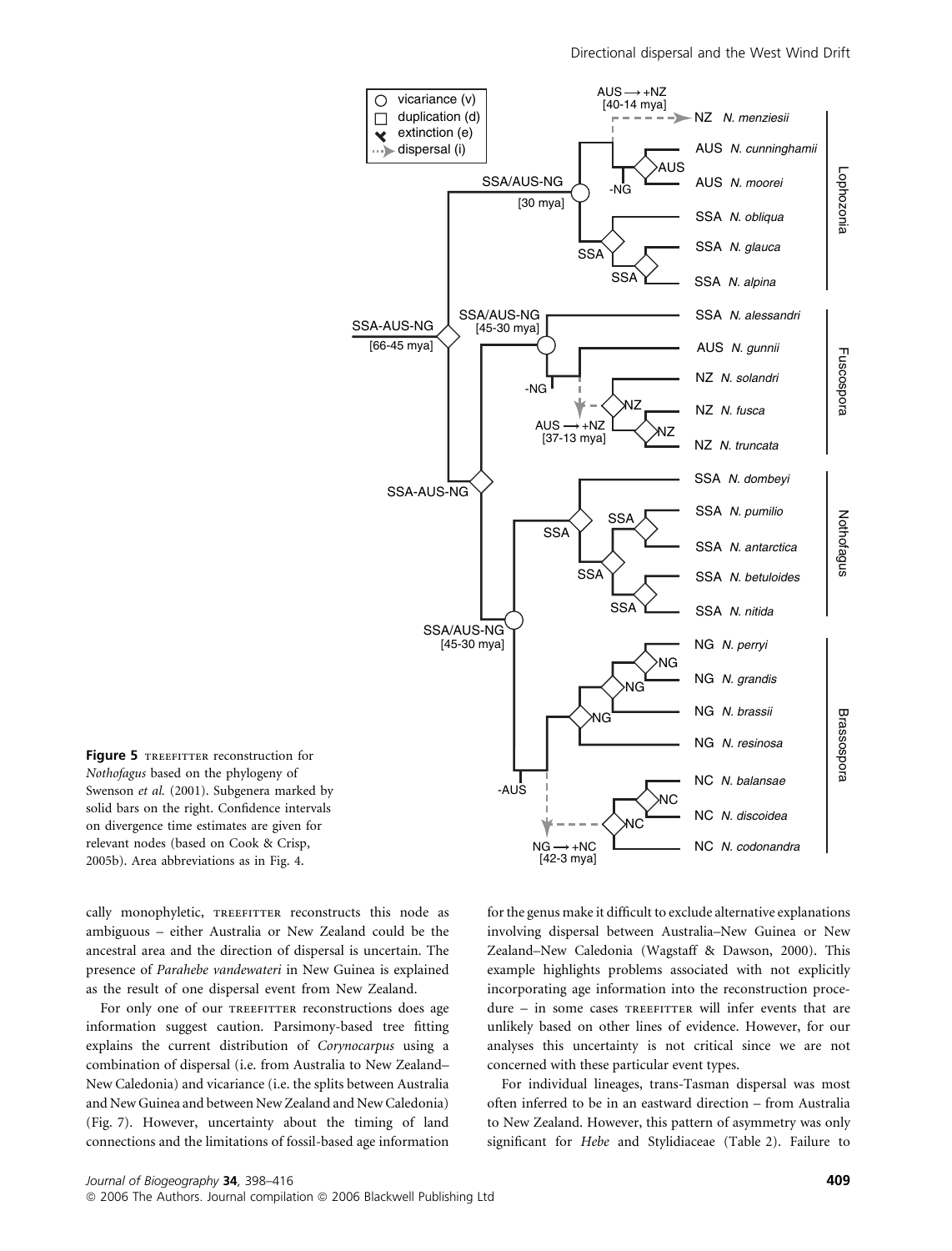**Figure 5** TREEFITTER reconstruction for *Nothofagus* based on the phylogeny of Swenson *et al.* (2001). Subgenera marked by solid bars on the right. Confidence intervals on divergence time estimates are given for relevant nodes (based on Cook & Crisp, 2005b). Area abbreviations as in Fig. 4.

cally monophyletic, TREEFITTER reconstructs this node as ambiguous – either Australia or New Zealand could be the ancestral area and the direction of dispersal is uncertain. The presence of *Parahebe vandewateri* in New Guinea is explained as the result of one dispersal event from New Zealand.

For only one of our TREEFITTER reconstructions does age information suggest caution. Parsimony-based tree fitting explains the current distribution of *Corynocarpus* using a combination of dispersal (i.e. from Australia to New Zealand–New Caledonia) and vicariance (i.e. the splits between Australia and New Guinea and between New Zealand and New Caledonia) (Fig. 7). However, uncertainty about the timing of land connections and the limitations of fossil-based age information for the genus make it difficult to exclude alternative explanations involving dispersal between Australia–New Guinea or New Zealand–New Caledonia (Wagstaff & Dawson, 2000). This example highlights problems associated with not explicitly incorporating age information into the reconstruction procedure – in some cases TREEFITTER will infer events that are unlikely based on other lines of evidence. However, for our analyses this uncertainty is not critical since we are not concerned with these particular event types.

For individual lineages, trans-Tasman dispersal was most often inferred to be in an eastward direction – from Australia to New Zealand. However, this pattern of asymmetry was only significant for *Hebe* and Stylidiaceae (Table 2). Failure to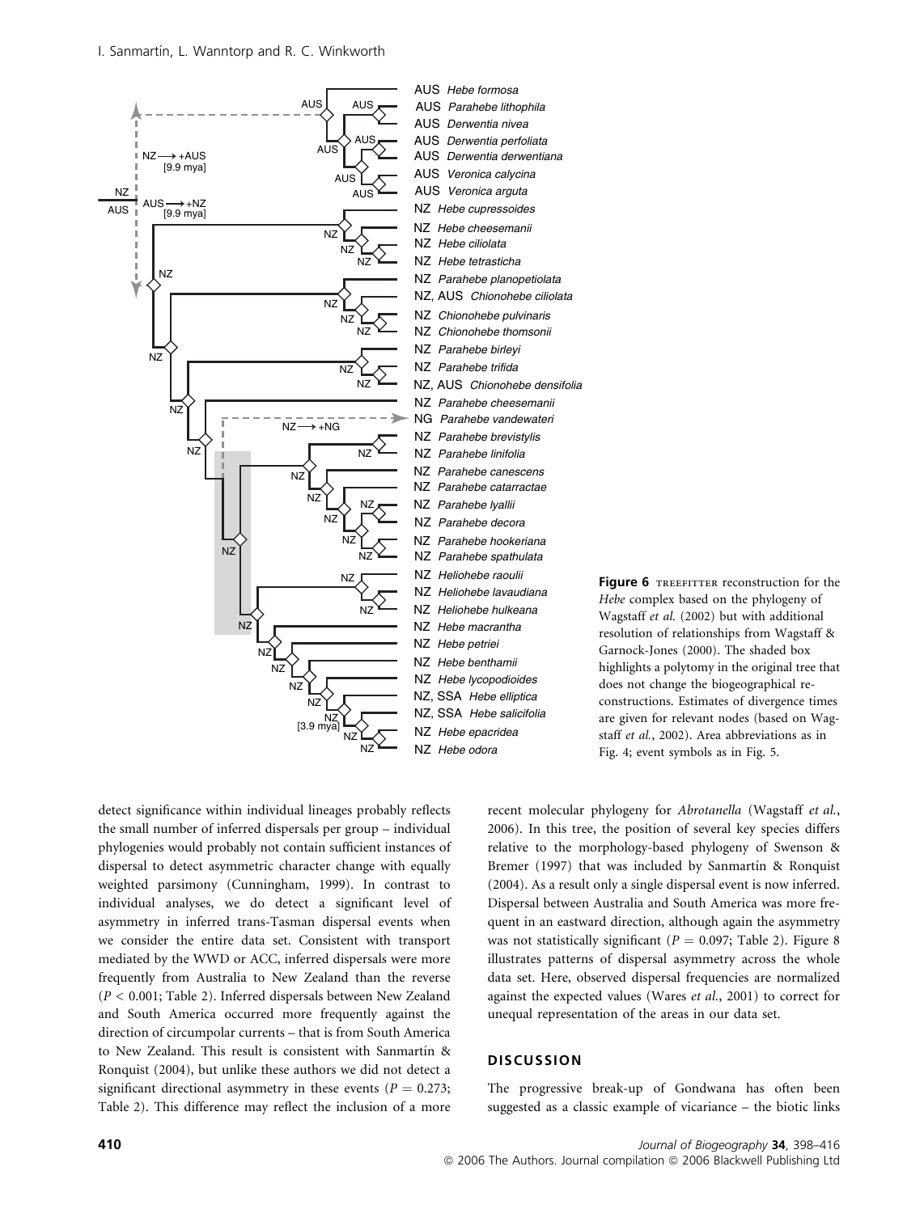**Figure 6** TREEFITTER reconstruction for the *Hebe* complex based on the phylogeny of Wagstaff *et al.* (2002) but with additional resolution of relationships from Wagstaff & Garnock-Jones (2000). The shaded box highlights a polytomy in the original tree that does not change the biogeographical reconstructions. Estimates of divergence times are given for relevant nodes (based on Wagstaff *et al.*, 2002). Area abbreviations as in Fig. 4; event symbols as in Fig. 5.

detect significance within individual lineages probably reflects the small number of inferred dispersals per group – individual phylogenies would probably not contain sufficient instances of dispersal to detect asymmetric character change with equally weighted parsimony (Cunningham, 1999). In contrast to individual analyses, we do detect a significant level of asymmetry in inferred trans-Tasman dispersal events when we consider the entire data set. Consistent with transport mediated by the WWD or ACC, inferred dispersals were more frequently from Australia to New Zealand than the reverse ($P < 0.001$; Table 2). Inferred dispersals between New Zealand and South America occurred more frequently against the direction of circumpolar currents – that is from South America to New Zealand. This result is consistent with Sanmartín & Ronquist (2004), but unlike these authors we did not detect a significant directional asymmetry in these events ($P = 0.273$; Table 2). This difference may reflect the inclusion of a more recent molecular phylogeny for *Abrotanella* (Wagstaff *et al.*, 2006). In this tree, the position of several key species differs relative to the morphology-based phylogeny of Swenson & Bremer (1997) that was included by Sanmartín & Ronquist (2004). As a result only a single dispersal event is now inferred. Dispersal between Australia and South America was more frequent in an eastward direction, although again the asymmetry was not statistically significant ($P = 0.097$; Table 2). Figure 8 illustrates patterns of dispersal asymmetry across the whole data set. Here, observed dispersal frequencies are normalized against the expected values (Wares *et al.*, 2001) to correct for unequal representation of the areas in our data set.

## DISCUSSION

The progressive break-up of Gondwana has often been suggested as a classic example of vicariance – the biotic links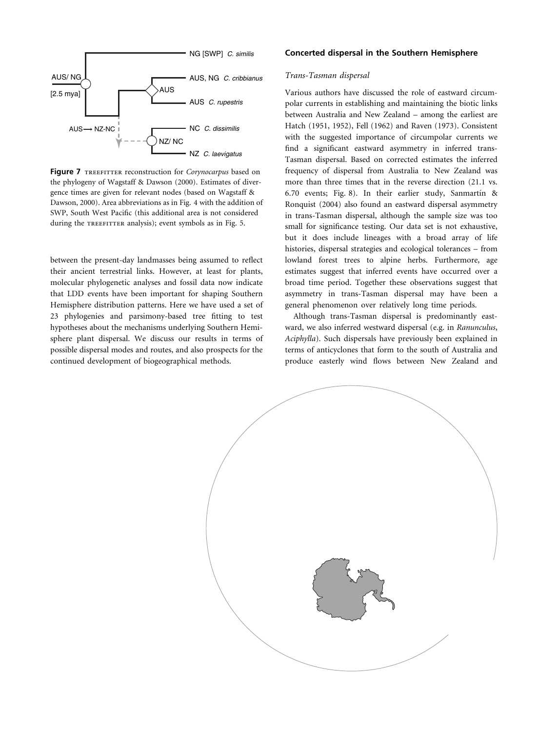Figure 7 TREEFITTER reconstruction for *Corynocarpus* based on the phylogeny of Wagstaff & Dawson (2000). Estimates of divergence times are given for relevant nodes (based on Wagstaff & Dawson, 2000). Area abbreviations as in Fig. 4 with the addition of SWP, South West Pacific (this additional area is not considered during the TREEFITTER analysis); event symbols as in Fig. 5.

between the present-day landmasses being assumed to reflect their ancient terrestrial links. However, at least for plants, molecular phylogenetic analyses and fossil data now indicate that LDD events have been important for shaping Southern Hemisphere distribution patterns. Here we have used a set of 23 phylogenies and parsimony-based tree fitting to test hypotheses about the mechanisms underlying Southern Hemisphere plant dispersal. We discuss our results in terms of possible dispersal modes and routes, and also prospects for the continued development of biogeographical methods.

## Concerted dispersal in the Southern Hemisphere

### *Trans-Tasman dispersal*

Various authors have discussed the role of eastward circumpolar currents in establishing and maintaining the biotic links between Australia and New Zealand – among the earliest are Hatch (1951, 1952), Fell (1962) and Raven (1973). Consistent with the suggested importance of circumpolar currents we find a significant eastward asymmetry in inferred trans-Tasman dispersal. Based on corrected estimates the inferred frequency of dispersal from Australia to New Zealand was more than three times that in the reverse direction (21.1 vs. 6.70 events; Fig. 8). In their earlier study, Sanmartín & Ronquist (2004) also found an eastward dispersal asymmetry in trans-Tasman dispersal, although the sample size was too small for significance testing. Our data set is not exhaustive, but it does include lineages with a broad array of life histories, dispersal strategies and ecological tolerances – from lowland forest trees to alpine herbs. Furthermore, age estimates suggest that inferred events have occurred over a broad time period. Together these observations suggest that asymmetry in trans-Tasman dispersal may have been a general phenomenon over relatively long time periods.

Although trans-Tasman dispersal is predominantly eastward, we also inferred westward dispersal (e.g. in *Ranunculus*, *Aciphylla*). Such dispersals have previously been explained in terms of anticyclones that form to the south of Australia and produce easterly wind flows between New Zealand and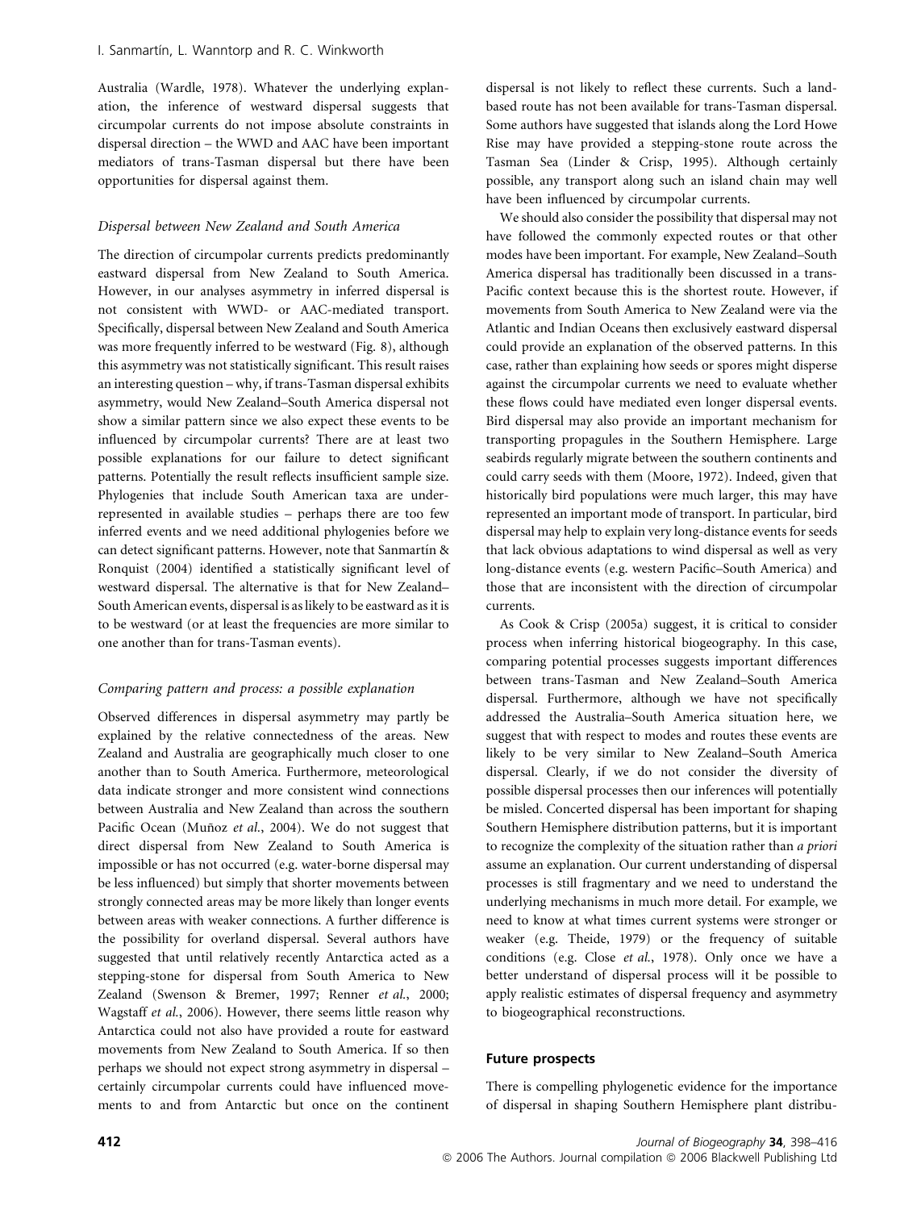Australia (Wardle, 1978). Whatever the underlying explanation, the inference of westward dispersal suggests that circumpolar currents do not impose absolute constraints in dispersal direction – the WWD and AAC have been important mediators of trans-Tasman dispersal but there have been opportunities for dispersal against them.

### *Dispersal between New Zealand and South America*

The direction of circumpolar currents predicts predominantly eastward dispersal from New Zealand to South America. However, in our analyses asymmetry in inferred dispersal is not consistent with WWD- or AAC-mediated transport. Specifically, dispersal between New Zealand and South America was more frequently inferred to be westward (Fig. 8), although this asymmetry was not statistically significant. This result raises an interesting question – why, if trans-Tasman dispersal exhibits asymmetry, would New Zealand–South America dispersal not show a similar pattern since we also expect these events to be influenced by circumpolar currents? There are at least two possible explanations for our failure to detect significant patterns. Potentially the result reflects insufficient sample size. Phylogenies that include South American taxa are under-represented in available studies – perhaps there are too few inferred events and we need additional phylogenies before we can detect significant patterns. However, note that Sanmartín & Ronquist (2004) identified a statistically significant level of westward dispersal. The alternative is that for New Zealand–South American events, dispersal is as likely to be eastward as it is to be westward (or at least the frequencies are more similar to one another than for trans-Tasman events).

### *Comparing pattern and process: a possible explanation*

Observed differences in dispersal asymmetry may partly be explained by the relative connectedness of the areas. New Zealand and Australia are geographically much closer to one another than to South America. Furthermore, meteorological data indicate stronger and more consistent wind connections between Australia and New Zealand than across the southern Pacific Ocean (Muñoz *et al.*, 2004). We do not suggest that direct dispersal from New Zealand to South America is impossible or has not occurred (e.g. water-borne dispersal may be less influenced) but simply that shorter movements between strongly connected areas may be more likely than longer events between areas with weaker connections. A further difference is the possibility for overland dispersal. Several authors have suggested that until relatively recently Antarctica acted as a stepping-stone for dispersal from South America to New Zealand (Swenson & Bremer, 1997; Renner *et al.*, 2000; Wagstaff *et al.*, 2006). However, there seems little reason why Antarctica could not also have provided a route for eastward movements from New Zealand to South America. If so then perhaps we should not expect strong asymmetry in dispersal – certainly circumpolar currents could have influenced movements to and from Antarctic but once on the continent dispersal is not likely to reflect these currents. Such a land-based route has not been available for trans-Tasman dispersal. Some authors have suggested that islands along the Lord Howe Rise may have provided a stepping-stone route across the Tasman Sea (Linder & Crisp, 1995). Although certainly possible, any transport along such an island chain may well have been influenced by circumpolar currents.

We should also consider the possibility that dispersal may not have followed the commonly expected routes or that other modes have been important. For example, New Zealand–South America dispersal has traditionally been discussed in a trans-Pacific context because this is the shortest route. However, if movements from South America to New Zealand were via the Atlantic and Indian Oceans then exclusively eastward dispersal could provide an explanation of the observed patterns. In this case, rather than explaining how seeds or spores might disperse against the circumpolar currents we need to evaluate whether these flows could have mediated even longer dispersal events. Bird dispersal may also provide an important mechanism for transporting propagules in the Southern Hemisphere. Large seabirds regularly migrate between the southern continents and could carry seeds with them (Moore, 1972). Indeed, given that historically bird populations were much larger, this may have represented an important mode of transport. In particular, bird dispersal may help to explain very long-distance events for seeds that lack obvious adaptations to wind dispersal as well as very long-distance events (e.g. western Pacific–South America) and those that are inconsistent with the direction of circumpolar currents.

As Cook & Crisp (2005a) suggest, it is critical to consider process when inferring historical biogeography. In this case, comparing potential processes suggests important differences between trans-Tasman and New Zealand–South America dispersal. Furthermore, although we have not specifically addressed the Australia–South America situation here, we suggest that with respect to modes and routes these events are likely to be very similar to New Zealand–South America dispersal. Clearly, if we do not consider the diversity of possible dispersal processes then our inferences will potentially be misled. Concerted dispersal has been important for shaping Southern Hemisphere distribution patterns, but it is important to recognize the complexity of the situation rather than *a priori* assume an explanation. Our current understanding of dispersal processes is still fragmentary and we need to understand the underlying mechanisms in much more detail. For example, we need to know at what times current systems were stronger or weaker (e.g. Theide, 1979) or the frequency of suitable conditions (e.g. Close *et al.*, 1978). Only once we have a better understanding of dispersal process will it be possible to apply realistic estimates of dispersal frequency and asymmetry to biogeographical reconstructions.

## Future prospects

There is compelling phylogenetic evidence for the importance of dispersal in shaping Southern Hemisphere plant distribu-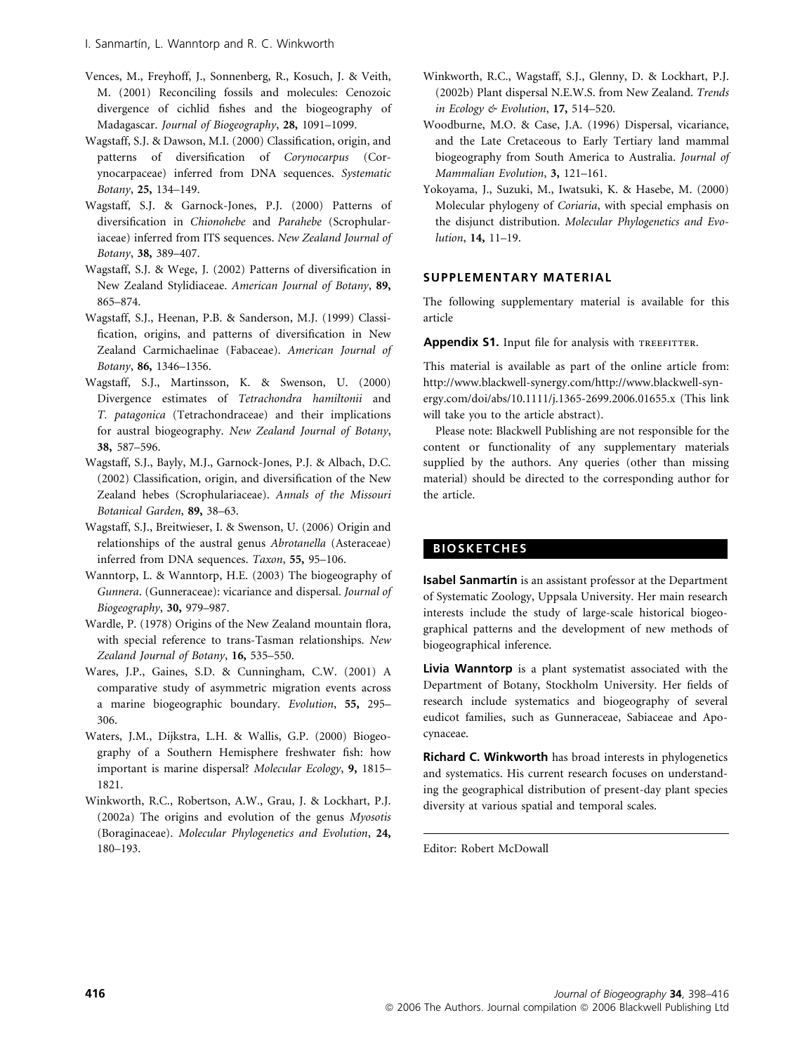Vences, M., Freyhoff, J., Sonnenberg, R., Kosuch, J. & Veith, M. (2001) Reconciling fossils and molecules: Cenozoic divergence of cichlid fishes and the biogeography of Madagascar. *Journal of Biogeography*, **28,** 1091–1099.

Wagstaff, S.J. & Dawson, M.I. (2000) Classification, origin, and patterns of diversification of *Corynocarpus* (Corynocarpaceae) inferred from DNA sequences. *Systematic Botany*, **25,** 134–149.

Wagstaff, S.J. & Garnock-Jones, P.J. (2000) Patterns of diversification in *Chionohebe* and *Parahebe* (Scrophulariaceae) inferred from ITS sequences. *New Zealand Journal of Botany*, **38,** 389–407.

Wagstaff, S.J. & Wege, J. (2002) Patterns of diversification in New Zealand Stylidiaceae. *American Journal of Botany*, **89,** 865–874.

Wagstaff, S.J., Heenan, P.B. & Sanderson, M.J. (1999) Classification, origins, and patterns of diversification in New Zealand Carmichaelinae (Fabaceae). *American Journal of Botany*, **86,** 1346–1356.

Wagstaff, S.J., Martinsson, K. & Swenson, U. (2000) Divergence estimates of *Tetrachondra hamiltonii* and *T. patagonica* (Tetrachondraceae) and their implications for austral biogeography. *New Zealand Journal of Botany*, **38,** 587–596.

Wagstaff, S.J., Bayly, M.J., Garnock-Jones, P.J. & Albach, D.C. (2002) Classification, origin, and diversification of the New Zealand hebes (Scrophulariaceae). *Annals of the Missouri Botanical Garden*, **89,** 38–63.

Wagstaff, S.J., Breitwieser, I. & Swenson, U. (2006) Origin and relationships of the austral genus *Abrotanella* (Asteraceae) inferred from DNA sequences. *Taxon*, **55,** 95–106.

Wanntorp, L. & Wanntorp, H.E. (2003) The biogeography of *Gunnera*. (Gunneraceae): vicariance and dispersal. *Journal of Biogeography*, **30,** 979–987.

Wardle, P. (1978) Origins of the New Zealand mountain flora, with special reference to trans-Tasman relationships. *New Zealand Journal of Botany*, **16,** 535–550.

Wares, J.P., Gaines, S.D. & Cunningham, C.W. (2001) A comparative study of asymmetric migration events across a marine biogeographic boundary. *Evolution*, **55,** 295–306.

Waters, J.M., Dijkstra, L.H. & Wallis, G.P. (2000) Biogeography of a Southern Hemisphere freshwater fish: how important is marine dispersal? *Molecular Ecology*, **9,** 1815–1821.

Winkworth, R.C., Robertson, A.W., Grau, J. & Lockhart, P.J. (2002a) The origins and evolution of the genus *Myosotis* (Boraginaceae). *Molecular Phylogenetics and Evolution*, **24,** 180–193.

Winkworth, R.C., Wagstaff, S.J., Glenny, D. & Lockhart, P.J. (2002b) Plant dispersal N.E.W.S. from New Zealand. *Trends in Ecology & Evolution*, **17,** 514–520.

Woodburne, M.O. & Case, J.A. (1996) Dispersal, vicariance, and the Late Cretaceous to Early Tertiary land mammal biogeography from South America to Australia. *Journal of Mammalian Evolution*, **3,** 121–161.

Yokoyama, J., Suzuki, M., Iwatsuki, K. & Hasebe, M. (2000) Molecular phylogeny of *Coriaria*, with special emphasis on the disjunct distribution. *Molecular Phylogenetics and Evolution*, **14,** 11–19.

## SUPPLEMENTARY MATERIAL

The following supplementary material is available for this article

**Appendix S1.** Input file for analysis with TREEFITTER.

This material is available as part of the online article from: http://www.blackwell-synergy.com/http://www.blackwell-synergy.com/doi/abs/10.1111/j.1365-2699.2006.01655.x (This link will take you to the article abstract).

Please note: Blackwell Publishing are not responsible for the content or functionality of any supplementary materials supplied by the authors. Any queries (other than missing material) should be directed to the corresponding author for the article.

## BIOSKETCHES

**Isabel Sanmartín** is an assistant professor at the Department of Systematic Zoology, Uppsala University. Her main research interests include the study of large-scale historical biogeographical patterns and the development of new methods of biogeographical inference.

**Livia Wanntorp** is a plant systematist associated with the Department of Botany, Stockholm University. Her fields of research include systematics and biogeography of several eudicot families, such as Gunneraceae, Sabiaceae and Apocynaceae.

**Richard C. Winkworth** has broad interests in phylogenetics and systematics. His current research focuses on understanding the geographical distribution of present-day plant species diversity at various spatial and temporal scales.

Editor: Robert McDowall